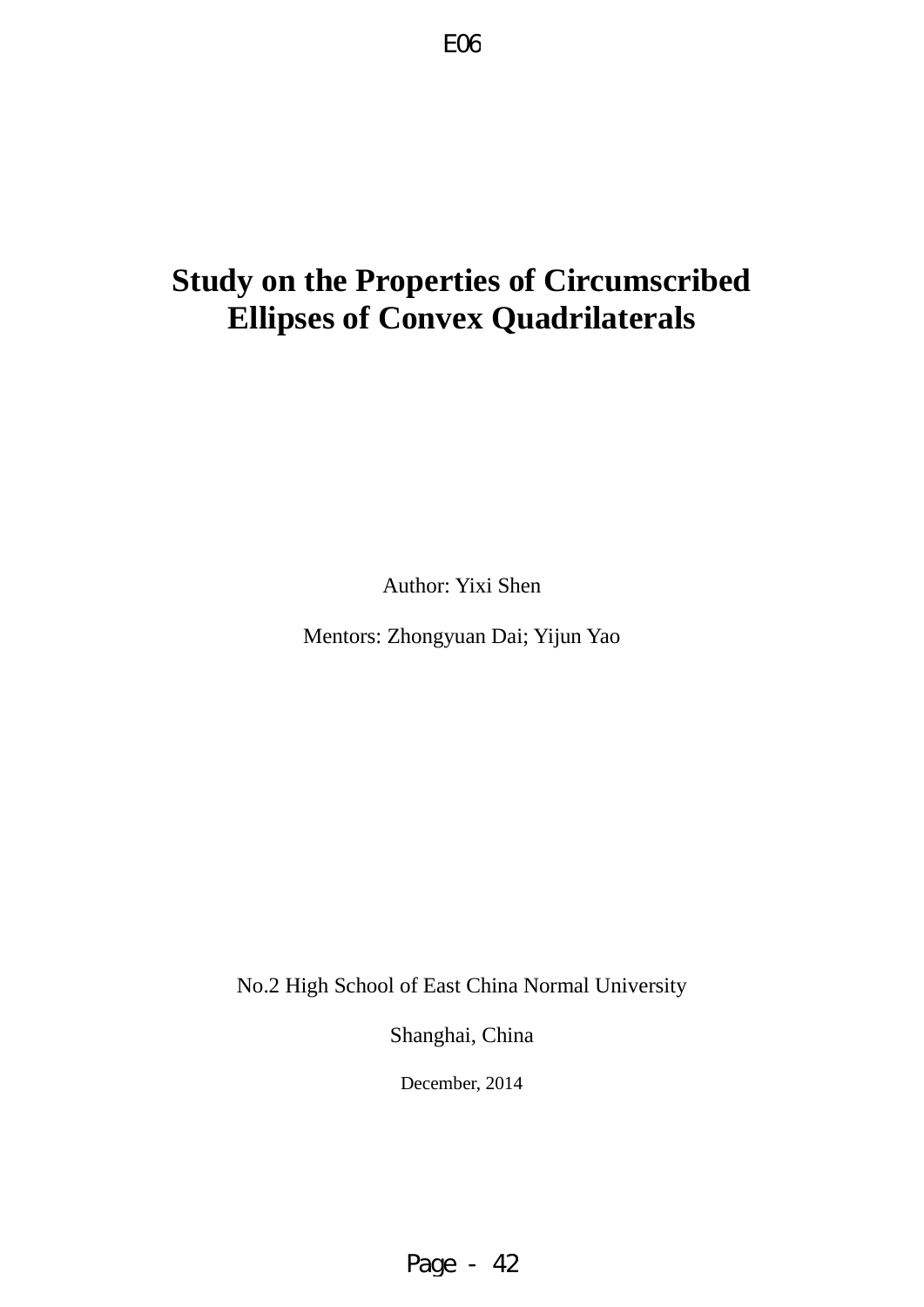# Study on the Properties of Circumscribed Ellipses of Convex Quadrilaterals

Author: Yixi Shen

Mentors: Zhongyuan Dai; Yijun Yao

No.2 High School of East China Normal University

Shanghai, China

December, 2014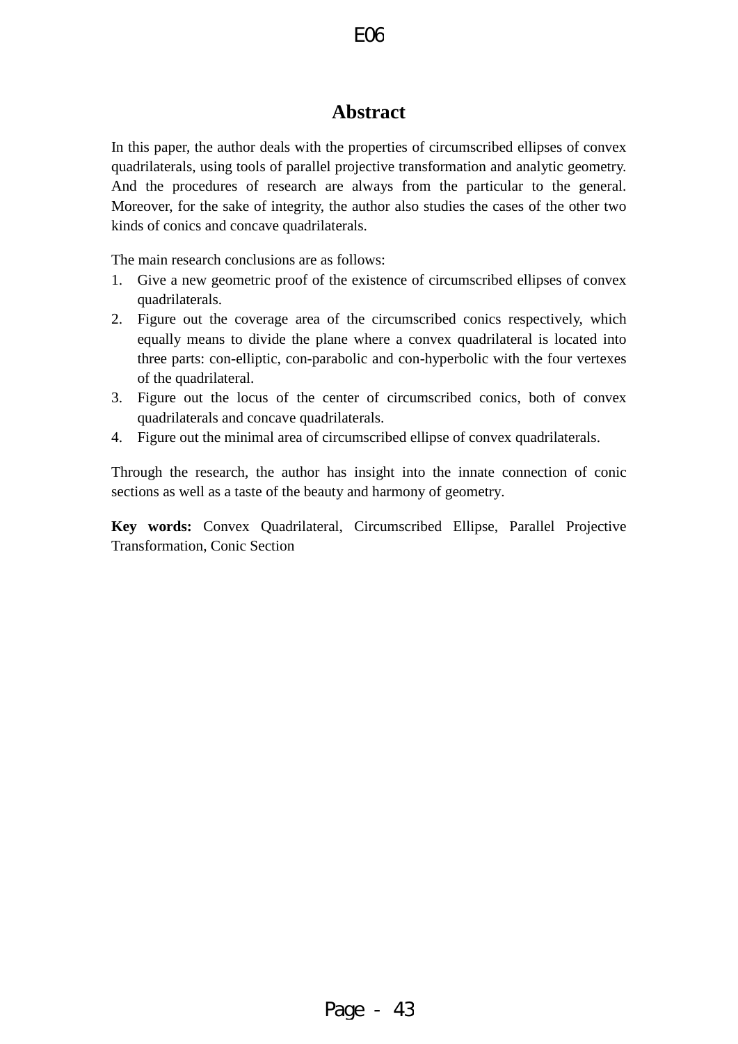# Abstract

In this paper, the author deals with the properties of circumscribed ellipses of convex quadrilaterals, using tools of parallel projective transformation and analytic geometry. And the procedures of research are always from the particular to the general. Moreover, for the sake of integrity, the author also studies the cases of the other two kinds of conics and concave quadrilaterals.

The main research conclusions are as follows:

1. Give a new geometric proof of the existence of circumscribed ellipses of convex quadrilaterals.
2. Figure out the coverage area of the circumscribed conics respectively, which equally means to divide the plane where a convex quadrilateral is located into three parts: con-elliptic, con-parabolic and con-hyperbolic with the four vertexes of the quadrilateral.
3. Figure out the locus of the center of circumscribed conics, both of convex quadrilaterals and concave quadrilaterals.
4. Figure out the minimal area of circumscribed ellipse of convex quadrilaterals.

Through the research, the author has insight into the innate connection of conic sections as well as a taste of the beauty and harmony of geometry.

**Key words:** Convex Quadrilateral, Circumscribed Ellipse, Parallel Projective Transformation, Conic Section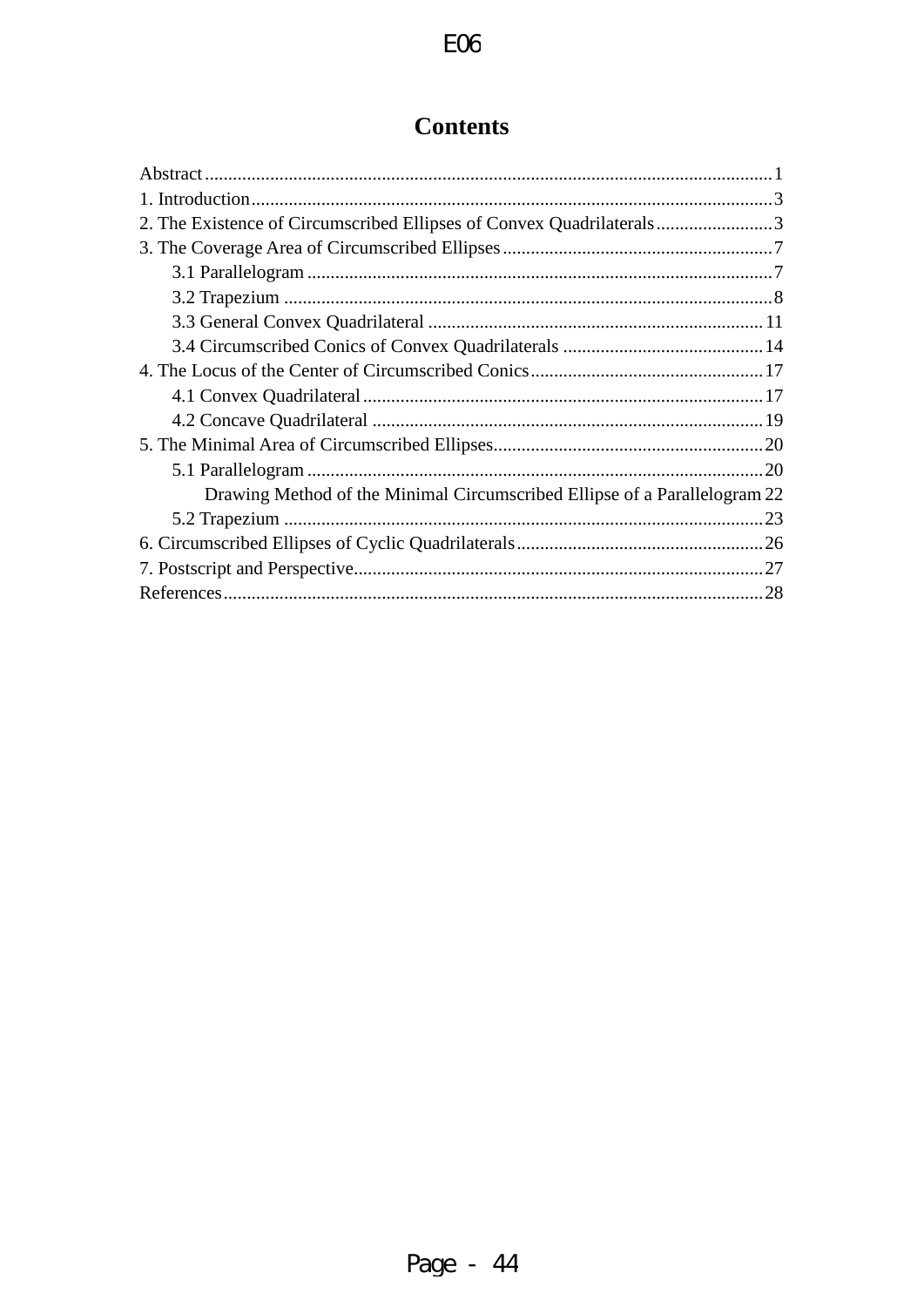# Contents

Abstract ........................................................................................................................ 1
1. Introduction ............................................................................................................... 3
2. The Existence of Circumscribed Ellipses of Convex Quadrilaterals ......................... 3
3. The Coverage Area of Circumscribed Ellipses .......................................................... 7
    3.1 Parallelogram ....................................................................................................... 7
    3.2 Trapezium ............................................................................................................ 8
    3.3 General Convex Quadrilateral ........................................................................... 11
    3.4 Circumscribed Conics of Convex Quadrilaterals .............................................. 14
4. The Locus of the Center of Circumscribed Conics .................................................. 17
    4.1 Convex Quadrilateral ......................................................................................... 17
    4.2 Concave Quadrilateral ....................................................................................... 19
5. The Minimal Area of Circumscribed Ellipses .......................................................... 20
    5.1 Parallelogram ..................................................................................................... 20
        Drawing Method of the Minimal Circumscribed Ellipse of a Parallelogram 22
    5.2 Trapezium .......................................................................................................... 23
6. Circumscribed Ellipses of Cyclic Quadrilaterals ..................................................... 26
7. Postscript and Perspective ........................................................................................ 27
References ................................................................................................................... 28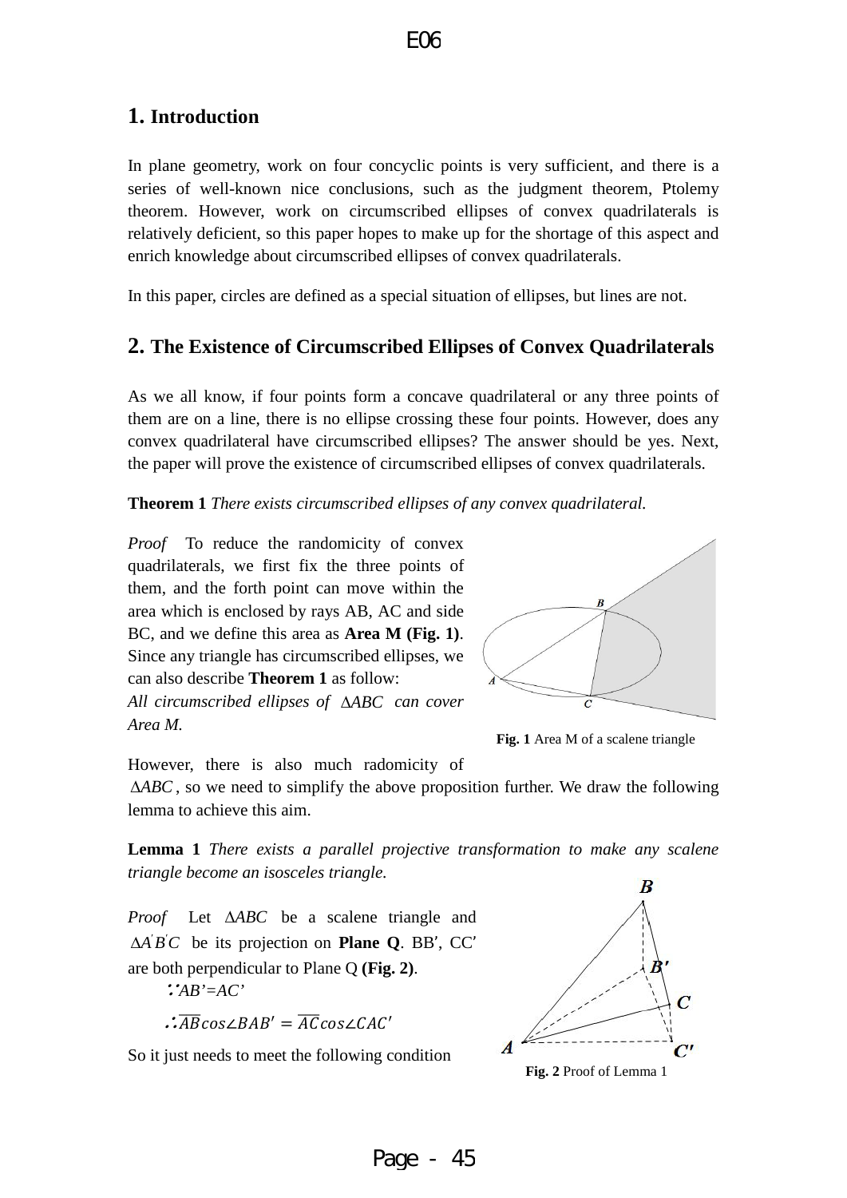## 1. Introduction

In plane geometry, work on four concyclic points is very sufficient, and there is a series of well-known nice conclusions, such as the judgment theorem, Ptolemy theorem. However, work on circumscribed ellipses of convex quadrilaterals is relatively deficient, so this paper hopes to make up for the shortage of this aspect and enrich knowledge about circumscribed ellipses of convex quadrilaterals.

In this paper, circles are defined as a special situation of ellipses, but lines are not.

## 2. The Existence of Circumscribed Ellipses of Convex Quadrilaterals

As we all know, if four points form a concave quadrilateral or any three points of them are on a line, there is no ellipse crossing these four points. However, does any convex quadrilateral have circumscribed ellipses? The answer should be yes. Next, the paper will prove the existence of circumscribed ellipses of convex quadrilaterals.

**Theorem 1** *There exists circumscribed ellipses of any convex quadrilateral.*

*Proof* To reduce the randomicity of convex quadrilaterals, we first fix the three points of them, and the forth point can move within the area which is enclosed by rays AB, AC and side BC, and we define this area as **Area M (Fig. 1)**. Since any triangle has circumscribed ellipses, we can also describe **Theorem 1** as follow:

*All circumscribed ellipses of $\Delta ABC$ can cover Area M.*

**Fig. 1** Area M of a scalene triangle

However, there is also much radomicity of $\Delta ABC$, so we need to simplify the above proposition further. We draw the following lemma to achieve this aim.

**Lemma 1** *There exists a parallel projective transformation to make any scalene triangle become an isosceles triangle.*

*Proof* Let $\Delta ABC$ be a scalene triangle and $\Delta A'B'C$ be its projection on **Plane Q**. BB′, CC′ are both perpendicular to Plane Q **(Fig. 2)**.

$\because AB' = AC'$

$\therefore \overline{AB}\cos\angle BAB' = \overline{AC}\cos\angle CAC'$

So it just needs to meet the following condition

**Fig. 2** Proof of Lemma 1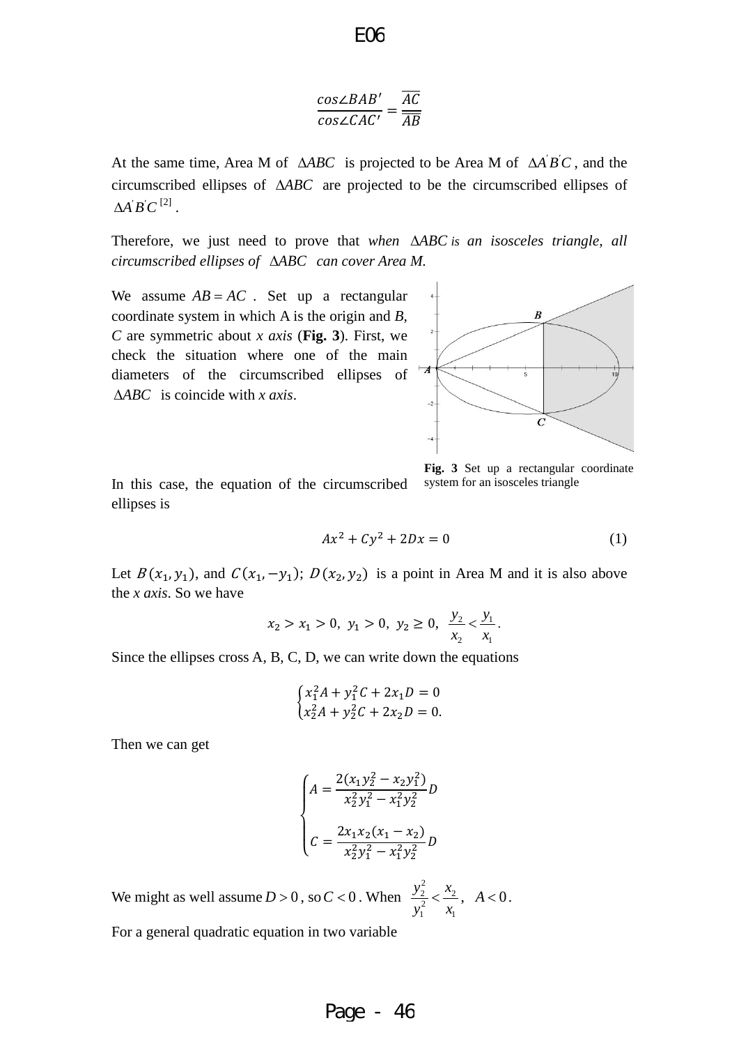$$\frac{\cos\angle BAB'}{\cos\angle CAC'} = \frac{\overline{AC}}{\overline{AB}}$$

At the same time, Area M of $\Delta ABC$ is projected to be Area M of $\Delta A'B'C$, and the circumscribed ellipses of $\Delta ABC$ are projected to be the circumscribed ellipses of $\Delta A'B'C$ [2].

Therefore, we just need to prove that *when* $\Delta ABC$ *is an isosceles triangle, all circumscribed ellipses of* $\Delta ABC$ *can cover Area M.*

We assume $AB = AC$. Set up a rectangular coordinate system in which A is the origin and *B*, *C* are symmetric about *x axis* (**Fig. 3**). First, we check the situation where one of the main diameters of the circumscribed ellipses of $\Delta ABC$ is coincide with *x axis*.

**Fig. 3** Set up a rectangular coordinate system for an isosceles triangle

In this case, the equation of the circumscribed ellipses is

$$Ax^2 + Cy^2 + 2Dx = 0 \tag{1}$$

Let $B(x_1, y_1)$, and $C(x_1, -y_1)$; $D(x_2, y_2)$ is a point in Area M and it is also above the *x axis*. So we have

$$x_2 > x_1 > 0,\ y_1 > 0,\ y_2 \geq 0,\ \frac{y_2}{x_2} < \frac{y_1}{x_1}.$$

Since the ellipses cross A, B, C, D, we can write down the equations

$$\begin{cases} x_1^2 A + y_1^2 C + 2x_1 D = 0 \\ x_2^2 A + y_2^2 C + 2x_2 D = 0. \end{cases}$$

Then we can get

$$\begin{cases} A = \dfrac{2(x_1 y_2^2 - x_2 y_1^2)}{x_2^2 y_1^2 - x_1^2 y_2^2} D \\ \\ C = \dfrac{2x_1 x_2 (x_1 - x_2)}{x_2^2 y_1^2 - x_1^2 y_2^2} D \end{cases}$$

We might as well assume $D > 0$, so $C < 0$. When $\dfrac{y_2^2}{y_1^2} < \dfrac{x_2}{x_1}$, $A < 0$.

For a general quadratic equation in two variable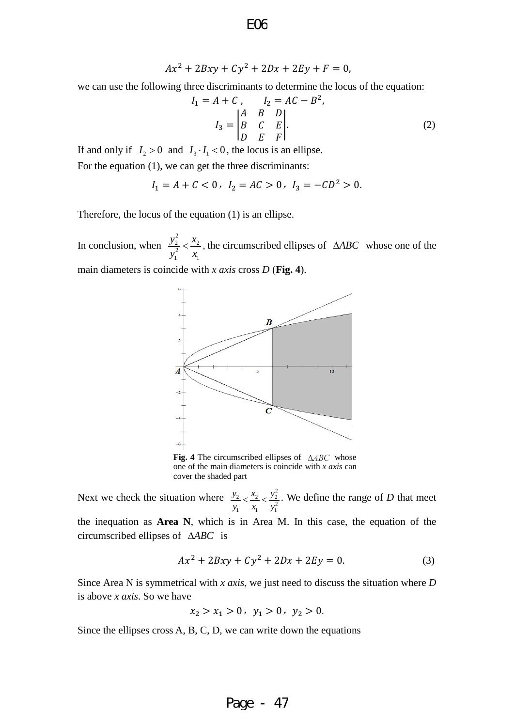$$Ax^2 + 2Bxy + Cy^2 + 2Dx + 2Ey + F = 0,$$

we can use the following three discriminants to determine the locus of the equation:

$$I_1 = A + C\ , \qquad I_2 = AC - B^2,$$
$$I_3 = \begin{vmatrix} A & B & D \\ B & C & E \\ D & E & F \end{vmatrix}. \tag{2}$$

If and only if $I_2 > 0$ and $I_3 \cdot I_1 < 0$, the locus is an ellipse.

For the equation (1), we can get the three discriminants:

$$I_1 = A + C < 0\,,\ I_2 = AC > 0\,,\ I_3 = -CD^2 > 0.$$

Therefore, the locus of the equation (1) is an ellipse.

In conclusion, when $\frac{y_2^2}{y_1^2} < \frac{x_2}{x_1}$, the circumscribed ellipses of $\Delta ABC$ whose one of the main diameters is coincide with *x axis* cross *D* (**Fig. 4**).

**Fig. 4** The circumscribed ellipses of $\Delta ABC$ whose one of the main diameters is coincide with *x axis* can cover the shaded part

Next we check the situation where $\frac{y_2}{y_1} < \frac{x_2}{x_1} < \frac{y_2^2}{y_1^2}$. We define the range of *D* that meet the inequation as **Area N**, which is in Area M. In this case, the equation of the circumscribed ellipses of $\Delta ABC$ is

$$Ax^2 + 2Bxy + Cy^2 + 2Dx + 2Ey = 0. \tag{3}$$

Since Area N is symmetrical with *x axis*, we just need to discuss the situation where *D* is above *x axis*. So we have

$$x_2 > x_1 > 0\,,\ y_1 > 0\,,\ y_2 > 0.$$

Since the ellipses cross A, B, C, D, we can write down the equations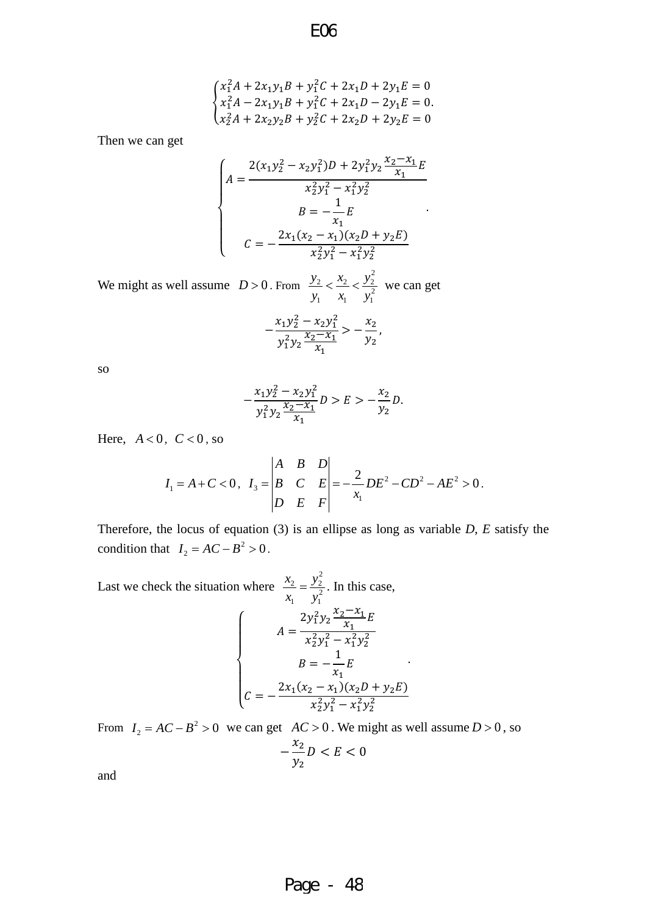$$\begin{cases} x_1^2 A + 2x_1y_1B + y_1^2C + 2x_1D + 2y_1E = 0 \\ x_1^2 A - 2x_1y_1B + y_1^2C + 2x_1D - 2y_1E = 0. \\ x_2^2 A + 2x_2y_2B + y_2^2C + 2x_2D + 2y_2E = 0 \end{cases}$$

Then we can get

$$\begin{cases} A = \dfrac{2(x_1y_2^2 - x_2y_1^2)D + 2y_1^2y_2\dfrac{x_2 - x_1}{x_1}E}{x_2^2y_1^2 - x_1^2y_2^2} \\ B = -\dfrac{1}{x_1}E \\ C = -\dfrac{2x_1(x_2 - x_1)(x_2D + y_2E)}{x_2^2y_1^2 - x_1^2y_2^2} \end{cases}.$$

We might as well assume $D > 0$. From $\frac{y_2}{y_1} < \frac{x_2}{x_1} < \frac{y_2^2}{y_1^2}$ we can get

$$-\frac{x_1y_2^2 - x_2y_1^2}{y_1^2y_2\frac{x_2 - x_1}{x_1}} > -\frac{x_2}{y_2},$$

so

$$-\frac{x_1y_2^2 - x_2y_1^2}{y_1^2y_2\frac{x_2 - x_1}{x_1}}D > E > -\frac{x_2}{y_2}D.$$

Here, $A < 0$, $C < 0$, so

$$I_1 = A + C < 0, \quad I_3 = \begin{vmatrix} A & B & D \\ B & C & E \\ D & E & F \end{vmatrix} = -\frac{2}{x_1}DE^2 - CD^2 - AE^2 > 0.$$

Therefore, the locus of equation (3) is an ellipse as long as variable *D*, *E* satisfy the condition that $I_2 = AC - B^2 > 0$.

Last we check the situation where $\frac{x_2}{x_1} = \frac{y_2^2}{y_1^2}$. In this case,

$$\begin{cases} A = \dfrac{2y_1^2y_2\dfrac{x_2 - x_1}{x_1}E}{x_2^2y_1^2 - x_1^2y_2^2} \\ B = -\dfrac{1}{x_1}E \\ C = -\dfrac{2x_1(x_2 - x_1)(x_2D + y_2E)}{x_2^2y_1^2 - x_1^2y_2^2} \end{cases}.$$

From $I_2 = AC - B^2 > 0$ we can get $AC > 0$. We might as well assume $D > 0$, so

$$-\frac{x_2}{y_2}D < E < 0$$

and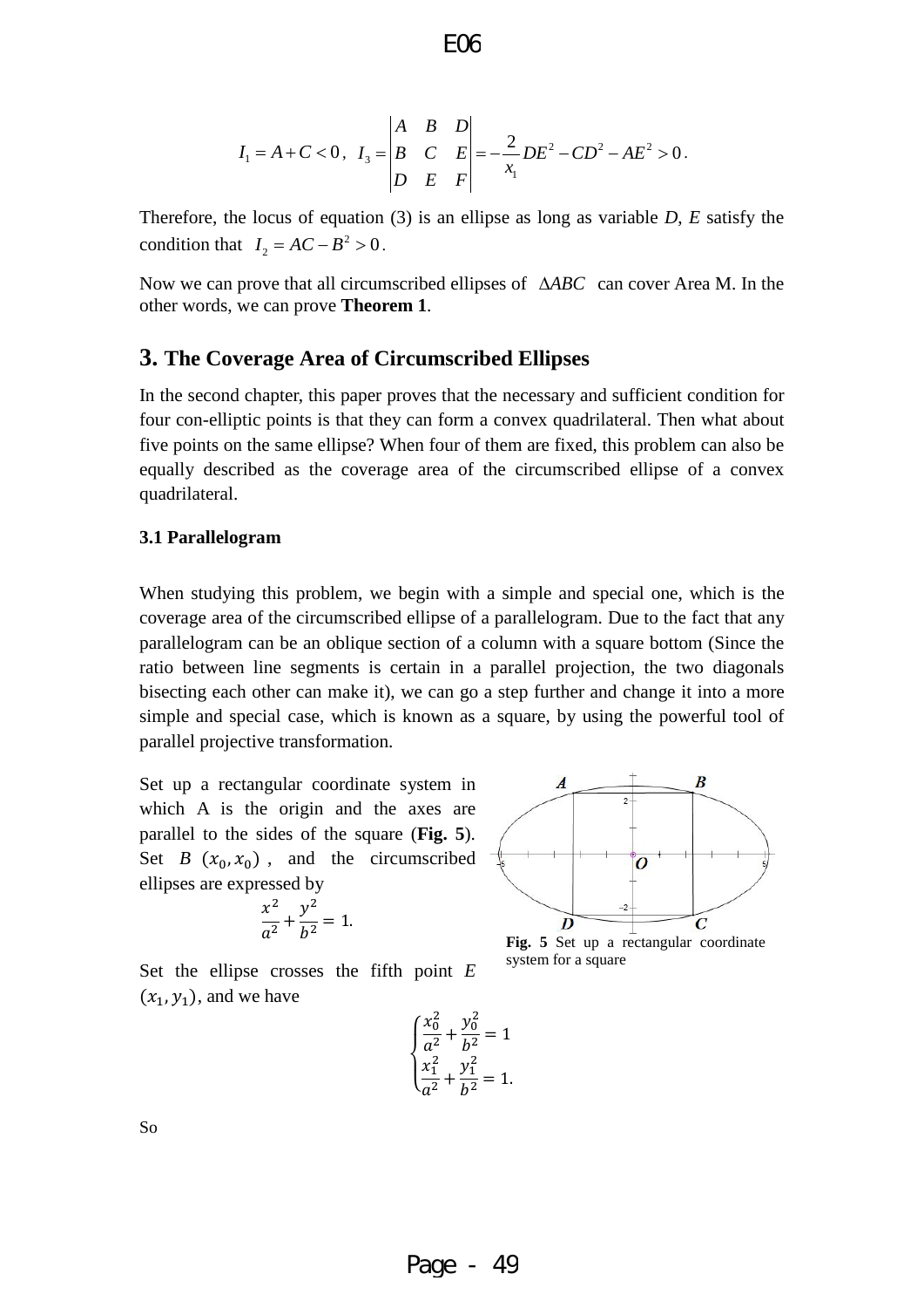$$I_1 = A + C < 0\,,\ \ I_3 = \begin{vmatrix} A & B & D \\ B & C & E \\ D & E & F \end{vmatrix} = -\frac{2}{x_1}DE^2 - CD^2 - AE^2 > 0\,.$$

Therefore, the locus of equation (3) is an ellipse as long as variable *D*, *E* satisfy the condition that $I_2 = AC - B^2 > 0$.

Now we can prove that all circumscribed ellipses of $\Delta ABC$ can cover Area M. In the other words, we can prove **Theorem 1**.

## 3. The Coverage Area of Circumscribed Ellipses

In the second chapter, this paper proves that the necessary and sufficient condition for four con-elliptic points is that they can form a convex quadrilateral. Then what about five points on the same ellipse? When four of them are fixed, this problem can also be equally described as the coverage area of the circumscribed ellipse of a convex quadrilateral.

### 3.1 Parallelogram

When studying this problem, we begin with a simple and special one, which is the coverage area of the circumscribed ellipse of a parallelogram. Due to the fact that any parallelogram can be an oblique section of a column with a square bottom (Since the ratio between line segments is certain in a parallel projection, the two diagonals bisecting each other can make it), we can go a step further and change it into a more simple and special case, which is known as a square, by using the powerful tool of parallel projective transformation.

Set up a rectangular coordinate system in which A is the origin and the axes are parallel to the sides of the square (**Fig. 5**). Set $B$ $(x_0, x_0)$, and the circumscribed ellipses are expressed by

$$\frac{x^2}{a^2} + \frac{y^2}{b^2} = 1.$$

**Fig. 5** Set up a rectangular coordinate system for a square

Set the ellipse crosses the fifth point $E$ $(x_1, y_1)$, and we have

$$\begin{cases} \dfrac{x_0^2}{a^2} + \dfrac{y_0^2}{b^2} = 1 \\ \dfrac{x_1^2}{a^2} + \dfrac{y_1^2}{b^2} = 1. \end{cases}$$

So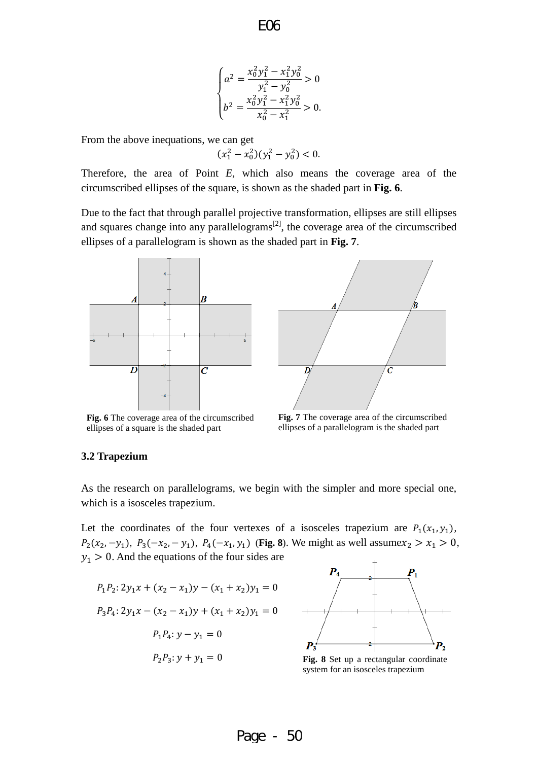$$\begin{cases} a^2 = \dfrac{x_0^2y_1^2 - x_1^2y_0^2}{y_1^2 - y_0^2} > 0 \\ b^2 = \dfrac{x_0^2y_1^2 - x_1^2y_0^2}{x_0^2 - x_1^2} > 0. \end{cases}$$

From the above inequations, we can get

$$(x_1^2 - x_0^2)(y_1^2 - y_0^2) < 0.$$

Therefore, the area of Point $E$, which also means the coverage area of the circumscribed ellipses of the square, is shown as the shaded part in **Fig. 6**.

Due to the fact that through parallel projective transformation, ellipses are still ellipses and squares change into any parallelograms[2], the coverage area of the circumscribed ellipses of a parallelogram is shown as the shaded part in **Fig. 7**.

**Fig. 6** The coverage area of the circumscribed ellipses of a square is the shaded part

**Fig. 7** The coverage area of the circumscribed ellipses of a parallelogram is the shaded part

### 3.2 Trapezium

As the research on parallelograms, we begin with the simpler and more special one, which is a isosceles trapezium.

Let the coordinates of the four vertexes of a isosceles trapezium are $P_1(x_1, y_1)$, $P_2(x_2, -y_1)$, $P_3(-x_2, -y_1)$, $P_4(-x_1, y_1)$ (**Fig. 8**). We might as well assume $x_2 > x_1 > 0$, $y_1 > 0$. And the equations of the four sides are

$$P_1P_2: 2y_1x + (x_2 - x_1)y - (x_1 + x_2)y_1 = 0$$

$$P_3P_4: 2y_1x - (x_2 - x_1)y + (x_1 + x_2)y_1 = 0$$

$$P_1P_4: y - y_1 = 0$$

$$P_2P_3: y + y_1 = 0$$

**Fig. 8** Set up a rectangular coordinate system for an isosceles trapezium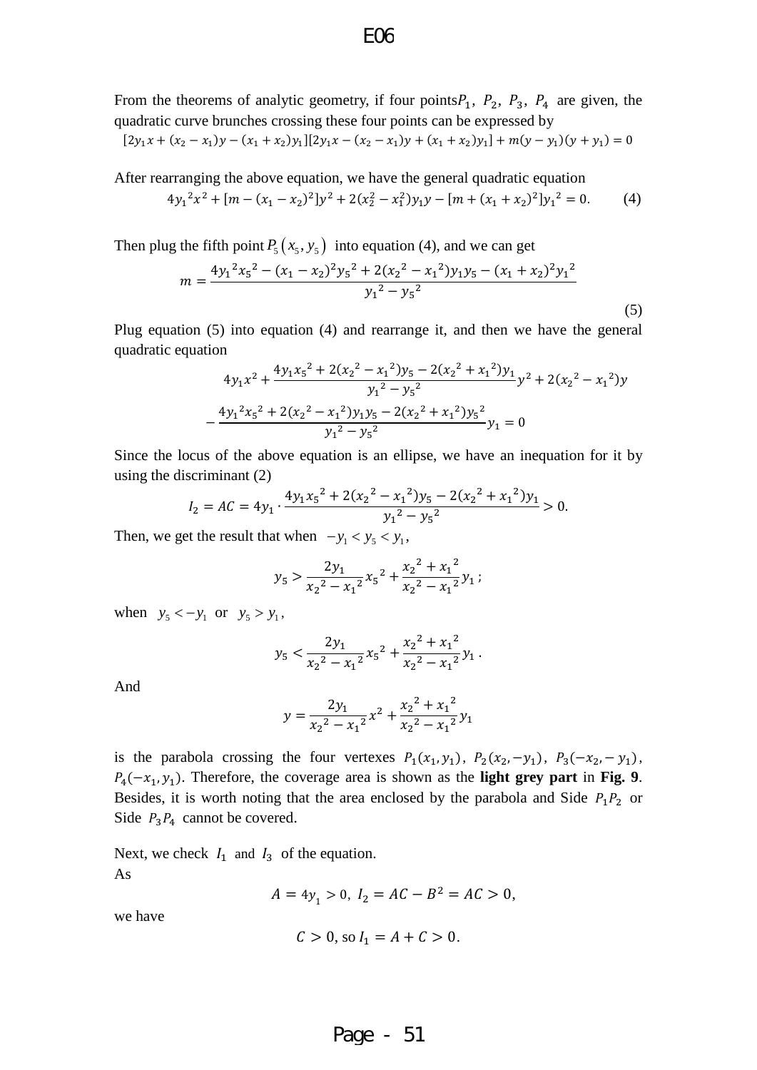From the theorems of analytic geometry, if four points $P_1,\ P_2,\ P_3,\ P_4$ are given, the quadratic curve brunches crossing these four points can be expressed by

$$[2y_1x + (x_2 - x_1)y - (x_1 + x_2)y_1][2y_1x - (x_2 - x_1)y + (x_1 + x_2)y_1] + m(y - y_1)(y + y_1) = 0$$

After rearranging the above equation, we have the general quadratic equation

$$4{y_1}^2x^2 + [m - (x_1 - x_2)^2]y^2 + 2(x_2^2 - x_1^2)y_1y - [m + (x_1 + x_2)^2]{y_1}^2 = 0. \qquad (4)$$

Then plug the fifth point $P_5(x_5, y_5)$ into equation (4), and we can get

$$m = \frac{4{y_1}^2{x_5}^2 - (x_1 - x_2)^2{y_5}^2 + 2({x_2}^2 - {x_1}^2)y_1y_5 - (x_1 + x_2)^2{y_1}^2}{{y_1}^2 - {y_5}^2} \qquad (5)$$

Plug equation (5) into equation (4) and rearrange it, and then we have the general quadratic equation

$$4y_1x^2 + \frac{4y_1{x_5}^2 + 2({x_2}^2 - {x_1}^2)y_5 - 2({x_2}^2 + {x_1}^2)y_1}{{y_1}^2 - {y_5}^2}y^2 + 2({x_2}^2 - {x_1}^2)y$$

$$- \frac{4{y_1}^2{x_5}^2 + 2({x_2}^2 - {x_1}^2)y_1y_5 - 2({x_2}^2 + {x_1}^2){y_5}^2}{{y_1}^2 - {y_5}^2}y_1 = 0$$

Since the locus of the above equation is an ellipse, we have an inequation for it by using the discriminant (2)

$$I_2 = AC = 4y_1 \cdot \frac{4y_1{x_5}^2 + 2({x_2}^2 - {x_1}^2)y_5 - 2({x_2}^2 + {x_1}^2)y_1}{{y_1}^2 - {y_5}^2} > 0.$$

Then, we get the result that when $-y_1 < y_5 < y_1$,

$$y_5 > \frac{2y_1}{{x_2}^2 - {x_1}^2}{x_5}^2 + \frac{{x_2}^2 + {x_1}^2}{{x_2}^2 - {x_1}^2}y_1\,;$$

when $y_5 < -y_1$ or $y_5 > y_1$,

$$y_5 < \frac{2y_1}{{x_2}^2 - {x_1}^2}{x_5}^2 + \frac{{x_2}^2 + {x_1}^2}{{x_2}^2 - {x_1}^2}y_1\,.$$

And

$$y = \frac{2y_1}{{x_2}^2 - {x_1}^2}x^2 + \frac{{x_2}^2 + {x_1}^2}{{x_2}^2 - {x_1}^2}y_1$$

is the parabola crossing the four vertexes $P_1(x_1, y_1)$, $P_2(x_2, -y_1)$, $P_3(-x_2, -y_1)$, $P_4(-x_1, y_1)$. Therefore, the coverage area is shown as the **light grey part** in **Fig. 9**. Besides, it is worth noting that the area enclosed by the parabola and Side $P_1P_2$ or Side $P_3P_4$ cannot be covered.

Next, we check $I_1$ and $I_3$ of the equation.

As

$$A = 4y_1 > 0,\ I_2 = AC - B^2 = AC > 0,$$

we have

$$C > 0, \text{ so } I_1 = A + C > 0.$$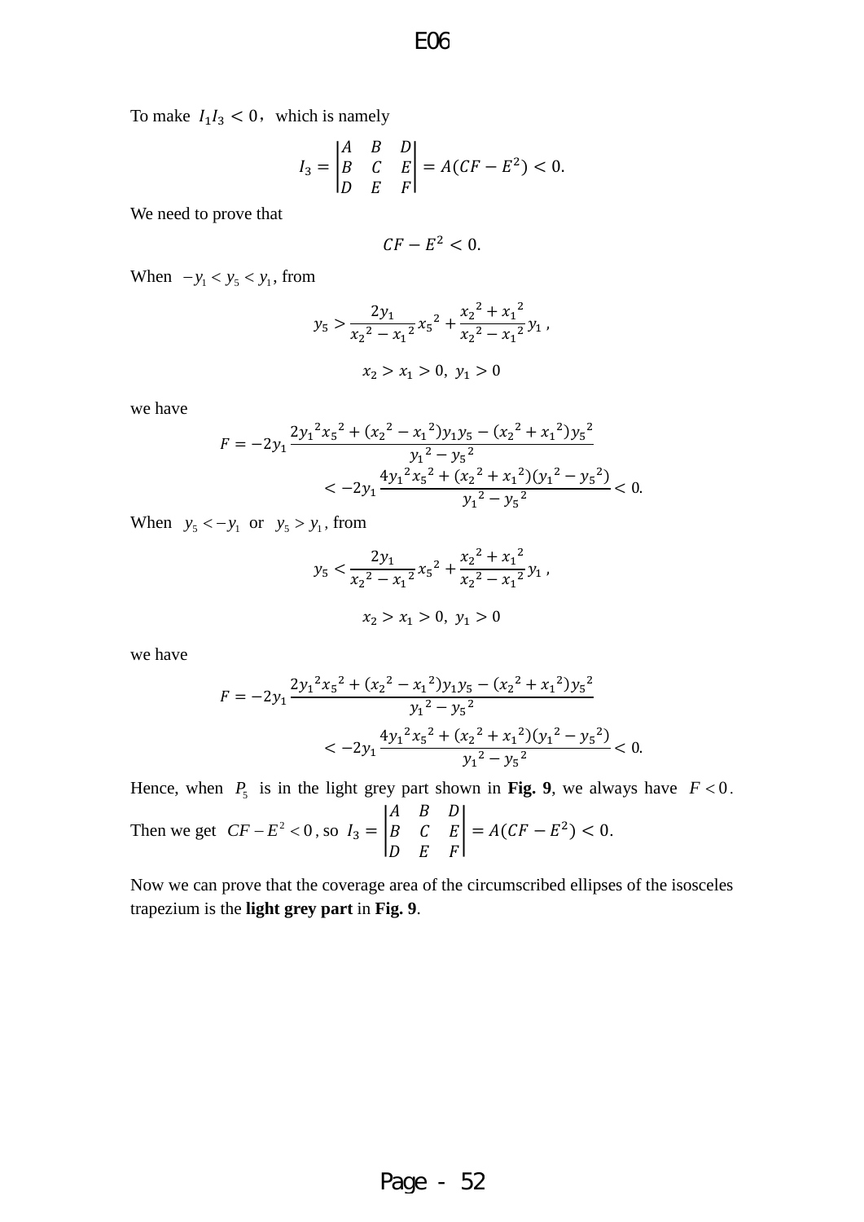To make $I_1 I_3 < 0$, which is namely

$$I_3 = \begin{vmatrix} A & B & D \\ B & C & E \\ D & E & F \end{vmatrix} = A(CF - E^2) < 0.$$

We need to prove that

$$CF - E^2 < 0.$$

When $-y_1 < y_5 < y_1$, from

$$y_5 > \frac{2y_1}{{x_2}^2 - {x_1}^2}{x_5}^2 + \frac{{x_2}^2 + {x_1}^2}{{x_2}^2 - {x_1}^2} y_1 ,$$

$$x_2 > x_1 > 0,\ y_1 > 0$$

we have

$$F = -2y_1 \frac{2{y_1}^2{x_5}^2 + ({x_2}^2 - {x_1}^2)y_1 y_5 - ({x_2}^2 + {x_1}^2){y_5}^2}{{y_1}^2 - {y_5}^2}$$
$$< -2y_1 \frac{4{y_1}^2{x_5}^2 + ({x_2}^2 + {x_1}^2)({y_1}^2 - {y_5}^2)}{{y_1}^2 - {y_5}^2} < 0.$$

When $y_5 < -y_1$ or $y_5 > y_1$, from

$$y_5 < \frac{2y_1}{{x_2}^2 - {x_1}^2}{x_5}^2 + \frac{{x_2}^2 + {x_1}^2}{{x_2}^2 - {x_1}^2} y_1 ,$$

$$x_2 > x_1 > 0,\ y_1 > 0$$

we have

$$F = -2y_1 \frac{2{y_1}^2{x_5}^2 + ({x_2}^2 - {x_1}^2)y_1 y_5 - ({x_2}^2 + {x_1}^2){y_5}^2}{{y_1}^2 - {y_5}^2}$$
$$< -2y_1 \frac{4{y_1}^2{x_5}^2 + ({x_2}^2 + {x_1}^2)({y_1}^2 - {y_5}^2)}{{y_1}^2 - {y_5}^2} < 0.$$

Hence, when $P_5$ is in the light grey part shown in **Fig. 9**, we always have $F < 0$. Then we get $CF - E^2 < 0$, so $I_3 = \begin{vmatrix} A & B & D \\ B & C & E \\ D & E & F \end{vmatrix} = A(CF - E^2) < 0.$

Now we can prove that the coverage area of the circumscribed ellipses of the isosceles trapezium is the **light grey part** in **Fig. 9**.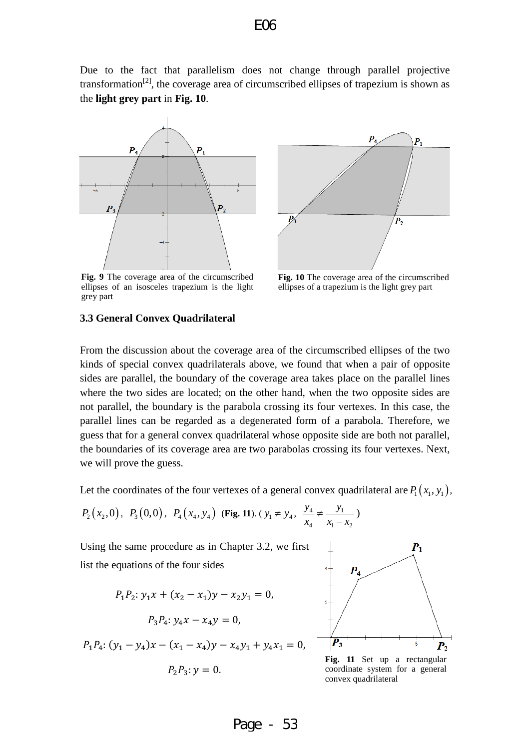Due to the fact that parallelism does not change through parallel projective transformation[2], the coverage area of circumscribed ellipses of trapezium is shown as the **light grey part** in **Fig. 10**.

**Fig. 9** The coverage area of the circumscribed ellipses of an isosceles trapezium is the light grey part

**Fig. 10** The coverage area of the circumscribed ellipses of a trapezium is the light grey part

### 3.3 General Convex Quadrilateral

From the discussion about the coverage area of the circumscribed ellipses of the two kinds of special convex quadrilaterals above, we found that when a pair of opposite sides are parallel, the boundary of the coverage area takes place on the parallel lines where the two sides are located; on the other hand, when the two opposite sides are not parallel, the boundary is the parabola crossing its four vertexes. In this case, the parallel lines can be regarded as a degenerated form of a parabola. Therefore, we guess that for a general convex quadrilateral whose opposite side are both not parallel, the boundaries of its coverage area are two parabolas crossing its four vertexes. Next, we will prove the guess.

Let the coordinates of the four vertexes of a general convex quadrilateral are $P_1(x_1, y_1)$, $P_2(x_2, 0)$, $P_3(0,0)$, $P_4(x_4, y_4)$ (**Fig. 11**). ( $y_1 \neq y_4$, $\frac{y_4}{x_4} \neq \frac{y_1}{x_1 - x_2}$ )

Using the same procedure as in Chapter 3.2, we first list the equations of the four sides

$$P_1P_2: y_1x + (x_2 - x_1)y - x_2y_1 = 0,$$

$$P_3P_4: y_4x - x_4y = 0,$$

$$P_1P_4: (y_1 - y_4)x - (x_1 - x_4)y - x_4y_1 + y_4x_1 = 0,$$

$$P_2P_3: y = 0.$$

**Fig. 11** Set up a rectangular coordinate system for a general convex quadrilateral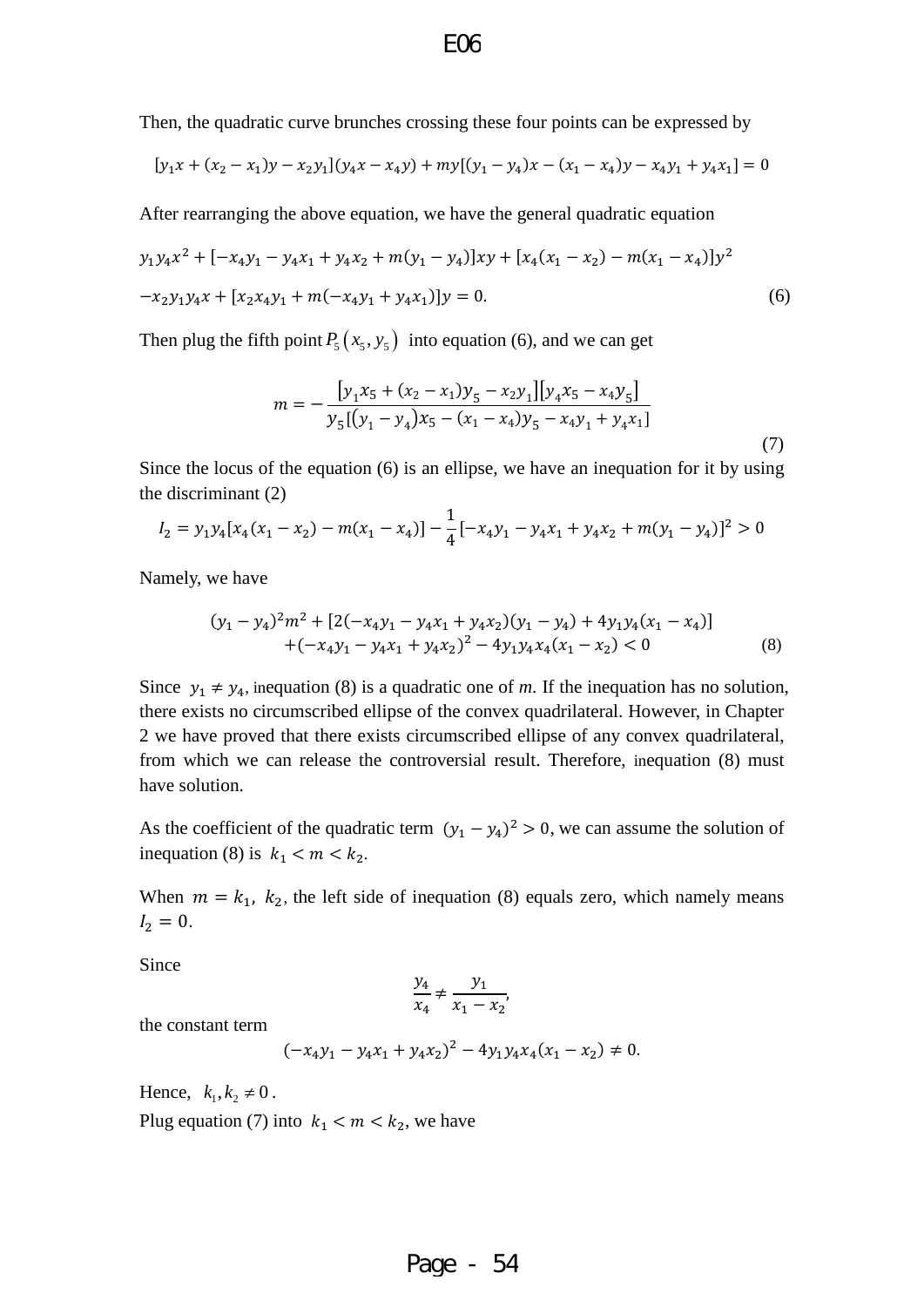Then, the quadratic curve brunches crossing these four points can be expressed by

$$[y_1x + (x_2 - x_1)y - x_2y_1](y_4x - x_4y) + my[(y_1 - y_4)x - (x_1 - x_4)y - x_4y_1 + y_4x_1] = 0$$

After rearranging the above equation, we have the general quadratic equation

$$y_1y_4x^2 + [-x_4y_1 - y_4x_1 + y_4x_2 + m(y_1 - y_4)]xy + [x_4(x_1 - x_2) - m(x_1 - x_4)]y^2$$
$$-x_2y_1y_4x + [x_2x_4y_1 + m(-x_4y_1 + y_4x_1)]y = 0. \qquad (6)$$

Then plug the fifth point $P_5(x_5, y_5)$ into equation (6), and we can get

$$m = -\frac{[y_1x_5 + (x_2 - x_1)y_5 - x_2y_1][y_4x_5 - x_4y_5]}{y_5[(y_1 - y_4)x_5 - (x_1 - x_4)y_5 - x_4y_1 + y_4x_1]} \qquad (7)$$

Since the locus of the equation (6) is an ellipse, we have an inequation for it by using the discriminant (2)

$$I_2 = y_1y_4[x_4(x_1 - x_2) - m(x_1 - x_4)] - \frac{1}{4}[-x_4y_1 - y_4x_1 + y_4x_2 + m(y_1 - y_4)]^2 > 0$$

Namely, we have

$$(y_1 - y_4)^2m^2 + [2(-x_4y_1 - y_4x_1 + y_4x_2)(y_1 - y_4) + 4y_1y_4(x_1 - x_4)]$$
$$+(-x_4y_1 - y_4x_1 + y_4x_2)^2 - 4y_1y_4x_4(x_1 - x_2) < 0 \qquad (8)$$

Since $y_1 \neq y_4$, inequation (8) is a quadratic one of $m$. If the inequation has no solution, there exists no circumscribed ellipse of the convex quadrilateral. However, in Chapter 2 we have proved that there exists circumscribed ellipse of any convex quadrilateral, from which we can release the controversial result. Therefore, inequation (8) must have solution.

As the coefficient of the quadratic term $(y_1 - y_4)^2 > 0$, we can assume the solution of inequation (8) is $k_1 < m < k_2$.

When $m = k_1,\ k_2$, the left side of inequation (8) equals zero, which namely means $I_2 = 0$.

Since

$$\frac{y_4}{x_4} \neq \frac{y_1}{x_1 - x_2},$$

the constant term

$$(-x_4y_1 - y_4x_1 + y_4x_2)^2 - 4y_1y_4x_4(x_1 - x_2) \neq 0.$$

Hence, $k_1, k_2 \neq 0$.

Plug equation (7) into $k_1 < m < k_2$, we have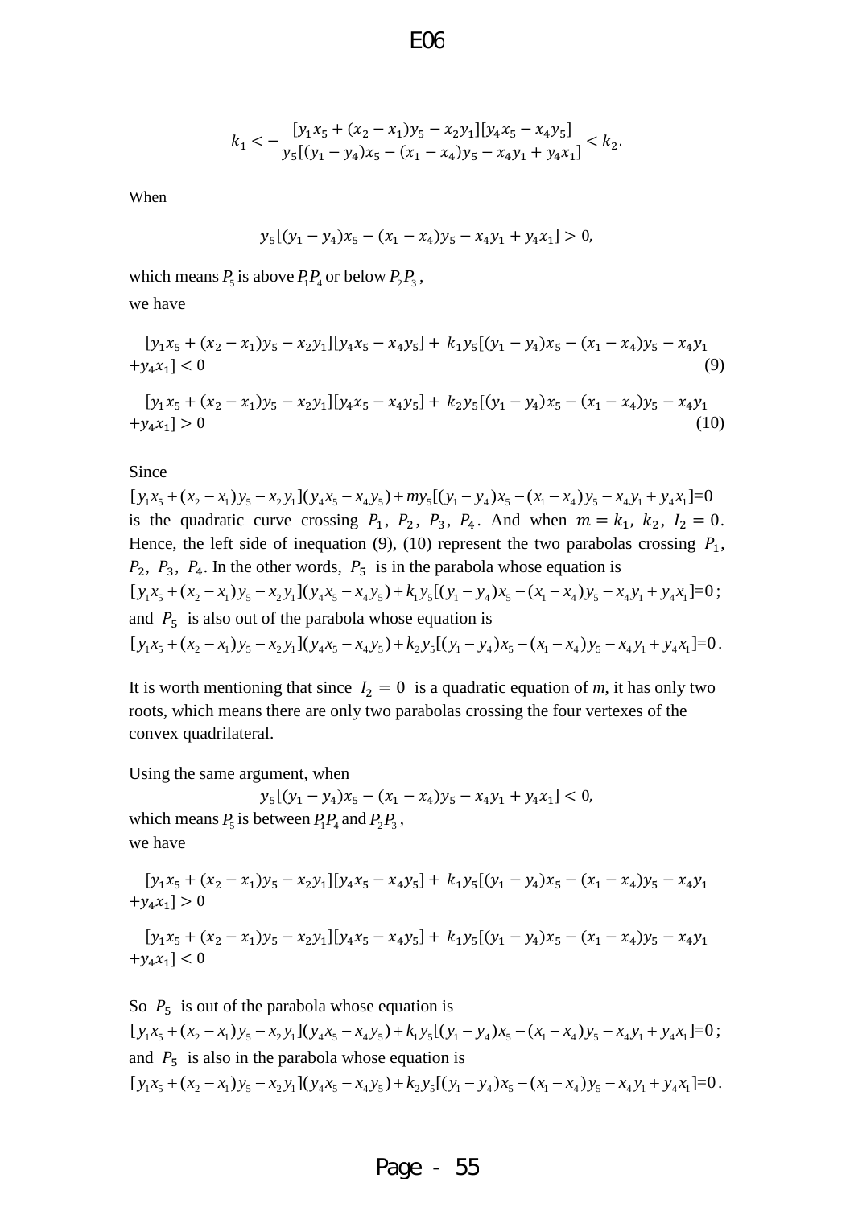$$k_1 < -\frac{[y_1x_5 + (x_2 - x_1)y_5 - x_2y_1][y_4x_5 - x_4y_5]}{y_5[(y_1 - y_4)x_5 - (x_1 - x_4)y_5 - x_4y_1 + y_4x_1]} < k_2.$$

When

$$y_5[(y_1 - y_4)x_5 - (x_1 - x_4)y_5 - x_4y_1 + y_4x_1] > 0,$$

which means $P_5$ is above $P_1P_4$ or below $P_2P_3$,
we have

$$[y_1x_5 + (x_2 - x_1)y_5 - x_2y_1][y_4x_5 - x_4y_5] + k_1y_5[(y_1 - y_4)x_5 - (x_1 - x_4)y_5 - x_4y_1 + y_4x_1] < 0 \quad (9)$$

$$[y_1x_5 + (x_2 - x_1)y_5 - x_2y_1][y_4x_5 - x_4y_5] + k_2y_5[(y_1 - y_4)x_5 - (x_1 - x_4)y_5 - x_4y_1 + y_4x_1] > 0 \quad (10)$$

Since
$[y_1x_5 + (x_2 - x_1)y_5 - x_2y_1](y_4x_5 - x_4y_5) + my_5[(y_1 - y_4)x_5 - (x_1 - x_4)y_5 - x_4y_1 + y_4x_1] = 0$
is the quadratic curve crossing $P_1$, $P_2$, $P_3$, $P_4$. And when $m = k_1$, $k_2$, $I_2 = 0$. Hence, the left side of inequation (9), (10) represent the two parabolas crossing $P_1$, $P_2$, $P_3$, $P_4$. In the other words, $P_5$ is in the parabola whose equation is
$[y_1x_5 + (x_2 - x_1)y_5 - x_2y_1](y_4x_5 - x_4y_5) + k_1y_5[(y_1 - y_4)x_5 - (x_1 - x_4)y_5 - x_4y_1 + y_4x_1] = 0$;
and $P_5$ is also out of the parabola whose equation is
$[y_1x_5 + (x_2 - x_1)y_5 - x_2y_1](y_4x_5 - x_4y_5) + k_2y_5[(y_1 - y_4)x_5 - (x_1 - x_4)y_5 - x_4y_1 + y_4x_1] = 0$.

It is worth mentioning that since $I_2 = 0$ is a quadratic equation of *m*, it has only two roots, which means there are only two parabolas crossing the four vertexes of the convex quadrilateral.

Using the same argument, when

$$y_5[(y_1 - y_4)x_5 - (x_1 - x_4)y_5 - x_4y_1 + y_4x_1] < 0,$$

which means $P_5$ is between $P_1P_4$ and $P_2P_3$,
we have

$$[y_1x_5 + (x_2 - x_1)y_5 - x_2y_1][y_4x_5 - x_4y_5] + k_1y_5[(y_1 - y_4)x_5 - (x_1 - x_4)y_5 - x_4y_1 + y_4x_1] > 0$$

$$[y_1x_5 + (x_2 - x_1)y_5 - x_2y_1][y_4x_5 - x_4y_5] + k_1y_5[(y_1 - y_4)x_5 - (x_1 - x_4)y_5 - x_4y_1 + y_4x_1] < 0$$

So $P_5$ is out of the parabola whose equation is
$[y_1x_5 + (x_2 - x_1)y_5 - x_2y_1](y_4x_5 - x_4y_5) + k_1y_5[(y_1 - y_4)x_5 - (x_1 - x_4)y_5 - x_4y_1 + y_4x_1] = 0$;
and $P_5$ is also in the parabola whose equation is
$[y_1x_5 + (x_2 - x_1)y_5 - x_2y_1](y_4x_5 - x_4y_5) + k_2y_5[(y_1 - y_4)x_5 - (x_1 - x_4)y_5 - x_4y_1 + y_4x_1] = 0$.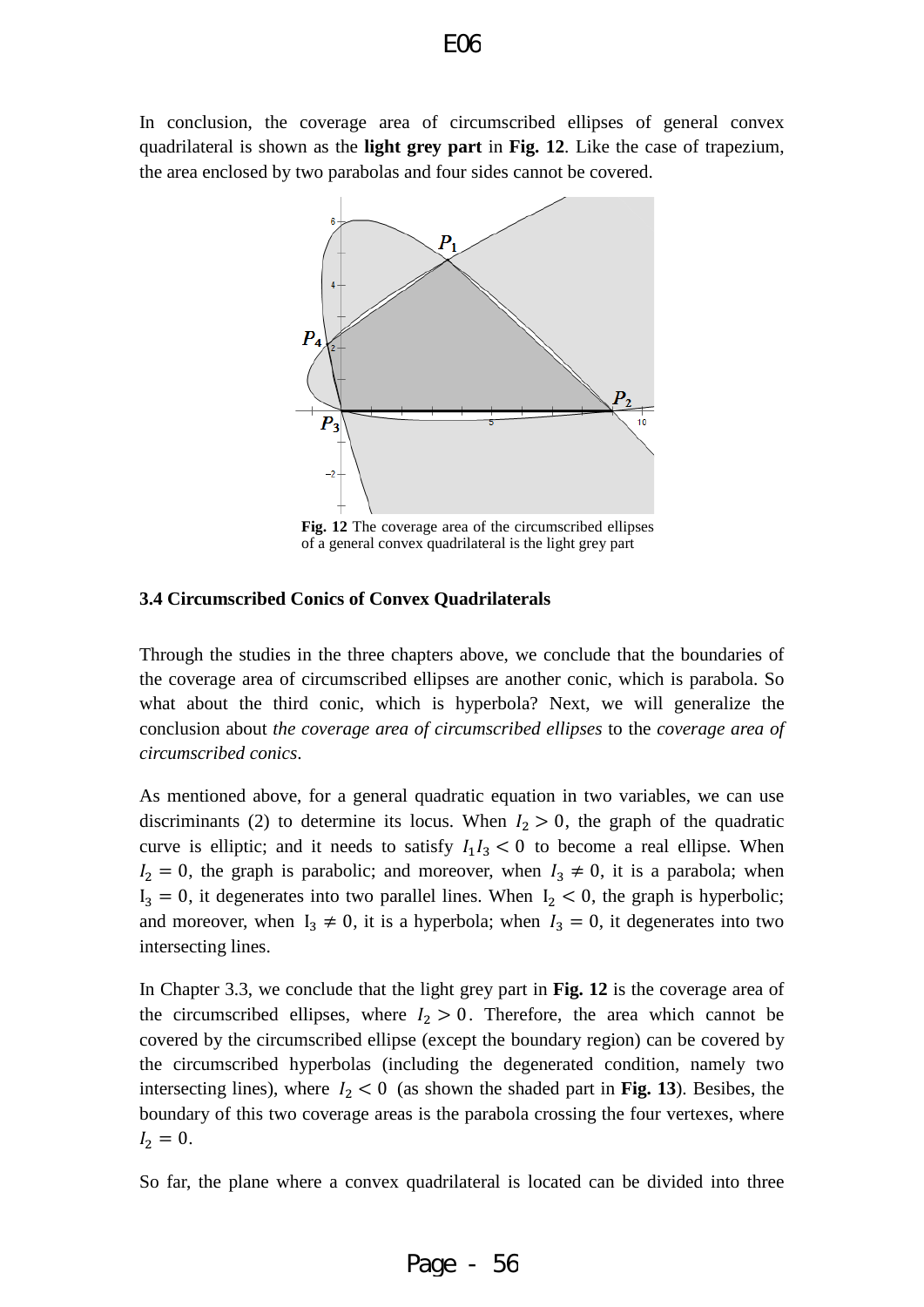In conclusion, the coverage area of circumscribed ellipses of general convex quadrilateral is shown as the **light grey part** in **Fig. 12**. Like the case of trapezium, the area enclosed by two parabolas and four sides cannot be covered.

**Fig. 12** The coverage area of the circumscribed ellipses of a general convex quadrilateral is the light grey part

### 3.4 Circumscribed Conics of Convex Quadrilaterals

Through the studies in the three chapters above, we conclude that the boundaries of the coverage area of circumscribed ellipses are another conic, which is parabola. So what about the third conic, which is hyperbola? Next, we will generalize the conclusion about *the coverage area of circumscribed ellipses* to the *coverage area of circumscribed conics*.

As mentioned above, for a general quadratic equation in two variables, we can use discriminants (2) to determine its locus. When $I_2 > 0$, the graph of the quadratic curve is elliptic; and it needs to satisfy $I_1 I_3 < 0$ to become a real ellipse. When $I_2 = 0$, the graph is parabolic; and moreover, when $I_3 \neq 0$, it is a parabola; when $I_3 = 0$, it degenerates into two parallel lines. When $I_2 < 0$, the graph is hyperbolic; and moreover, when $I_3 \neq 0$, it is a hyperbola; when $I_3 = 0$, it degenerates into two intersecting lines.

In Chapter 3.3, we conclude that the light grey part in **Fig. 12** is the coverage area of the circumscribed ellipses, where $I_2 > 0$. Therefore, the area which cannot be covered by the circumscribed ellipse (except the boundary region) can be covered by the circumscribed hyperbolas (including the degenerated condition, namely two intersecting lines), where $I_2 < 0$ (as shown the shaded part in **Fig. 13**). Besibes, the boundary of this two coverage areas is the parabola crossing the four vertexes, where $I_2 = 0$.

So far, the plane where a convex quadrilateral is located can be divided into three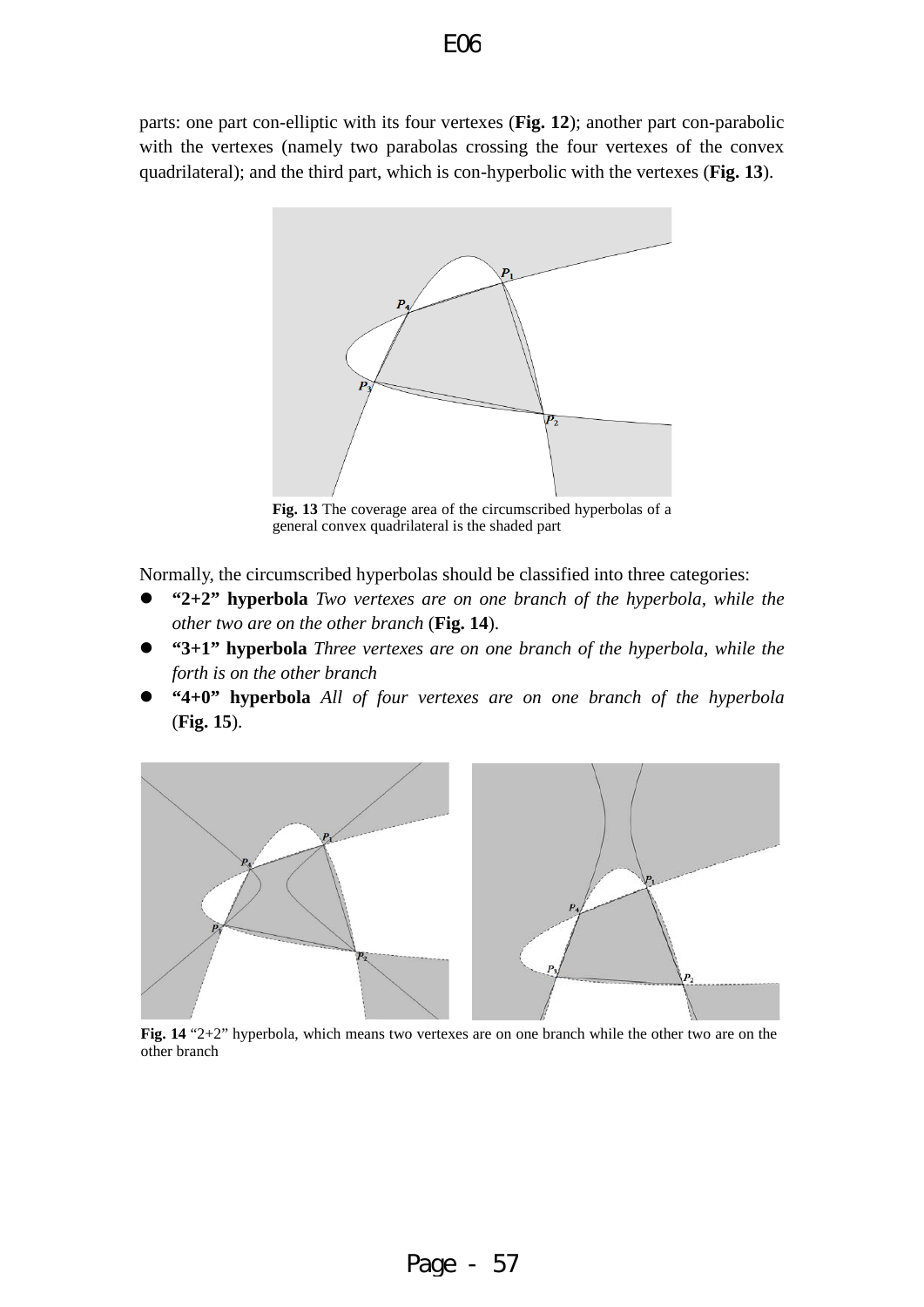parts: one part con-elliptic with its four vertexes (**Fig. 12**); another part con-parabolic with the vertexes (namely two parabolas crossing the four vertexes of the convex quadrilateral); and the third part, which is con-hyperbolic with the vertexes (**Fig. 13**).

**Fig. 13** The coverage area of the circumscribed hyperbolas of a general convex quadrilateral is the shaded part

Normally, the circumscribed hyperbolas should be classified into three categories:

- **"2+2" hyperbola** *Two vertexes are on one branch of the hyperbola, while the other two are on the other branch* (**Fig. 14**).
- **"3+1" hyperbola** *Three vertexes are on one branch of the hyperbola, while the forth is on the other branch*
- **"4+0" hyperbola** *All of four vertexes are on one branch of the hyperbola* (**Fig. 15**).

**Fig. 14** "2+2" hyperbola, which means two vertexes are on one branch while the other two are on the other branch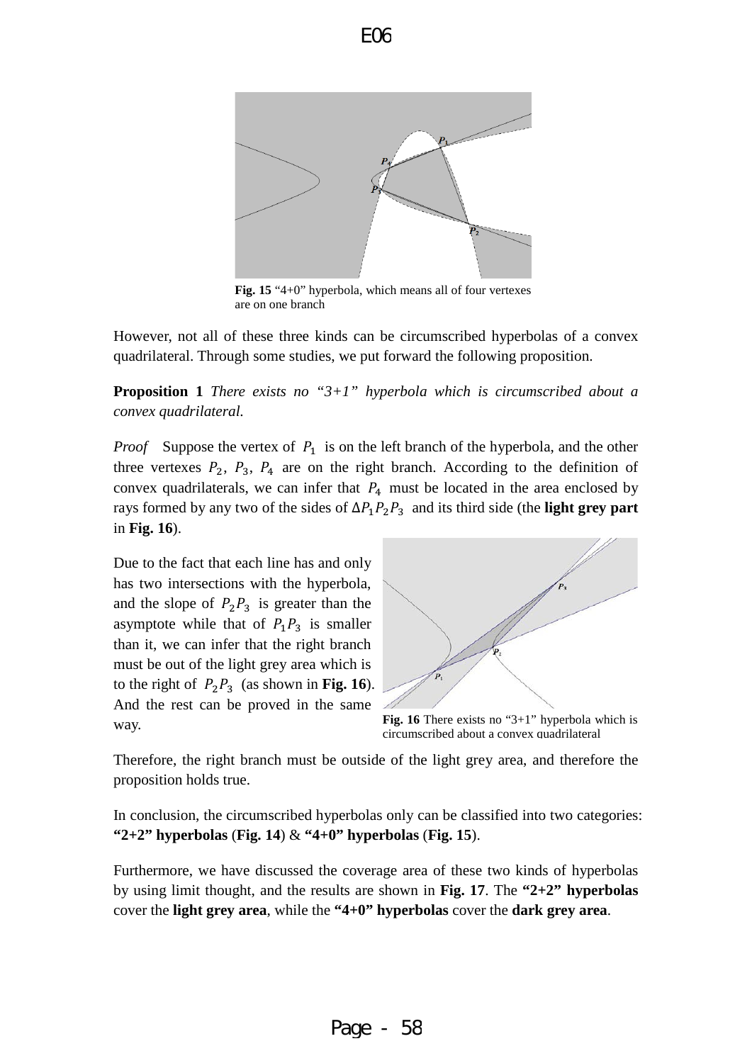Fig. 15 “4+0” hyperbola, which means all of four vertexes are on one branch

However, not all of these three kinds can be circumscribed hyperbolas of a convex quadrilateral. Through some studies, we put forward the following proposition.

**Proposition 1** *There exists no “3+1” hyperbola which is circumscribed about a convex quadrilateral.*

*Proof* Suppose the vertex of $P_1$ is on the left branch of the hyperbola, and the other three vertexes $P_2$, $P_3$, $P_4$ are on the right branch. According to the definition of convex quadrilaterals, we can infer that $P_4$ must be located in the area enclosed by rays formed by any two of the sides of $\Delta P_1P_2P_3$ and its third side (the **light grey part** in **Fig. 16**).

Due to the fact that each line has and only has two intersections with the hyperbola, and the slope of $P_2P_3$ is greater than the asymptote while that of $P_1P_3$ is smaller than it, we can infer that the right branch must be out of the light grey area which is to the right of $P_2P_3$ (as shown in **Fig. 16**). And the rest can be proved in the same way.

Fig. 16 There exists no “3+1” hyperbola which is circumscribed about a convex quadrilateral

Therefore, the right branch must be outside of the light grey area, and therefore the proposition holds true.

In conclusion, the circumscribed hyperbolas only can be classified into two categories: **“2+2” hyperbolas** (**Fig. 14**) & **“4+0” hyperbolas** (**Fig. 15**).

Furthermore, we have discussed the coverage area of these two kinds of hyperbolas by using limit thought, and the results are shown in **Fig. 17**. The **“2+2” hyperbolas** cover the **light grey area**, while the **“4+0” hyperbolas** cover the **dark grey area**.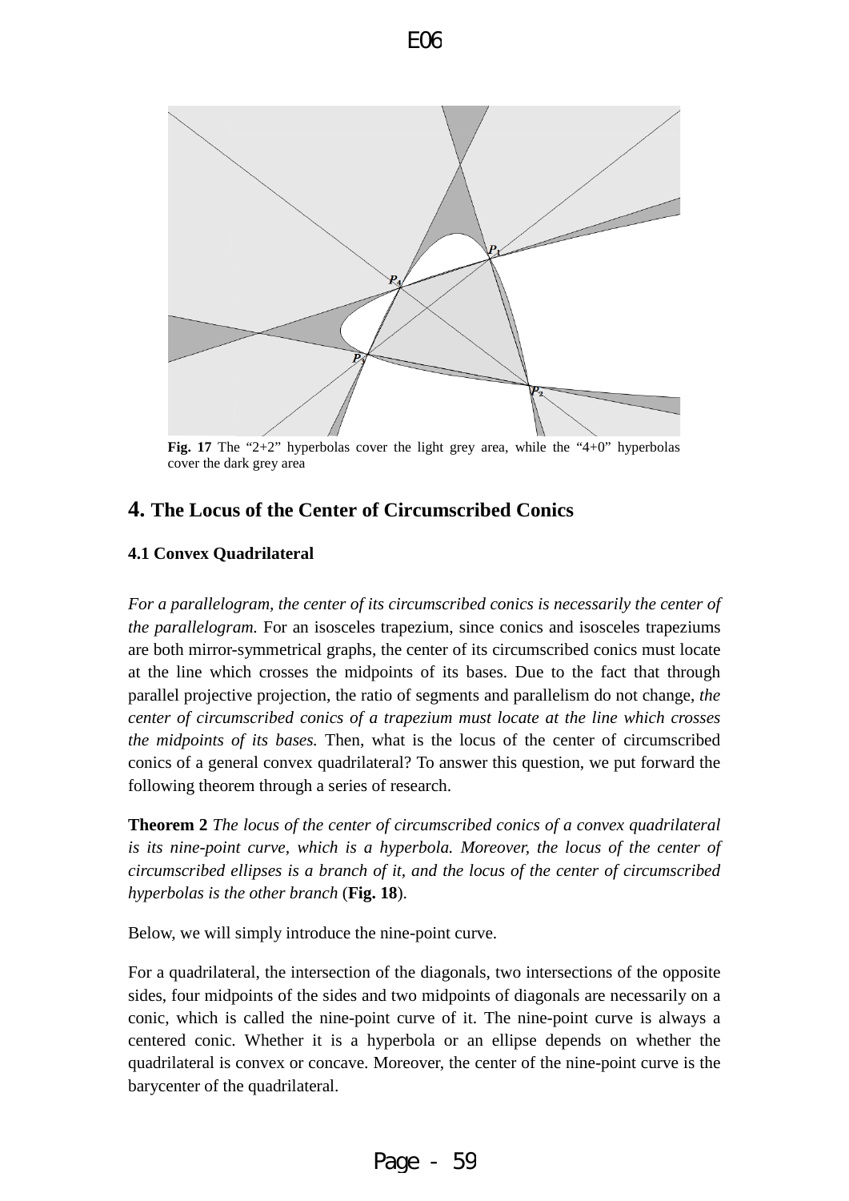Fig. 17 The "2+2" hyperbolas cover the light grey area, while the "4+0" hyperbolas cover the dark grey area

## 4. The Locus of the Center of Circumscribed Conics

### 4.1 Convex Quadrilateral

*For a parallelogram, the center of its circumscribed conics is necessarily the center of the parallelogram.* For an isosceles trapezium, since conics and isosceles trapeziums are both mirror-symmetrical graphs, the center of its circumscribed conics must locate at the line which crosses the midpoints of its bases. Due to the fact that through parallel projective projection, the ratio of segments and parallelism do not change, *the center of circumscribed conics of a trapezium must locate at the line which crosses the midpoints of its bases.* Then, what is the locus of the center of circumscribed conics of a general convex quadrilateral? To answer this question, we put forward the following theorem through a series of research.

**Theorem 2** *The locus of the center of circumscribed conics of a convex quadrilateral is its nine-point curve, which is a hyperbola. Moreover, the locus of the center of circumscribed ellipses is a branch of it, and the locus of the center of circumscribed hyperbolas is the other branch* (**Fig. 18**).

Below, we will simply introduce the nine-point curve.

For a quadrilateral, the intersection of the diagonals, two intersections of the opposite sides, four midpoints of the sides and two midpoints of diagonals are necessarily on a conic, which is called the nine-point curve of it. The nine-point curve is always a centered conic. Whether it is a hyperbola or an ellipse depends on whether the quadrilateral is convex or concave. Moreover, the center of the nine-point curve is the barycenter of the quadrilateral.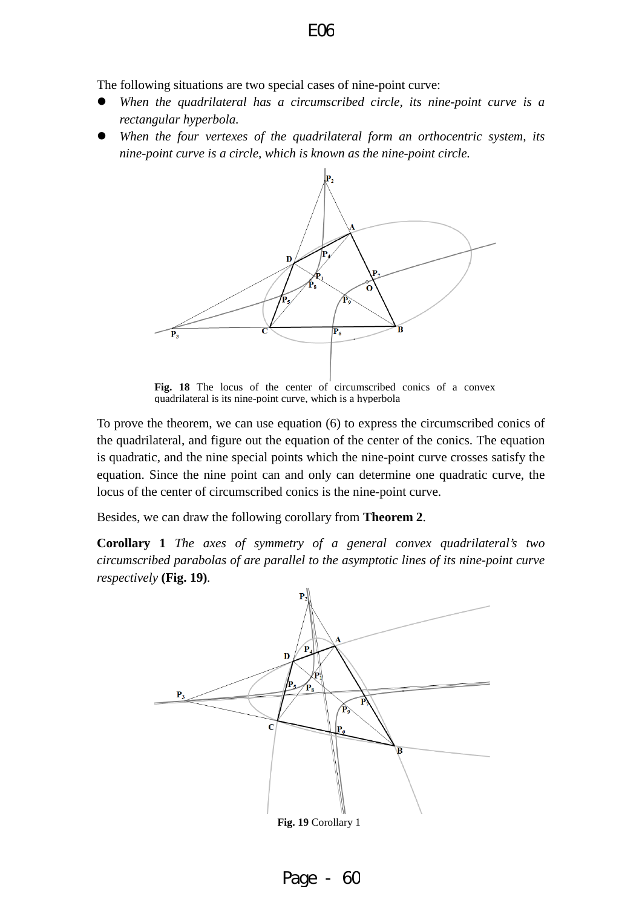The following situations are two special cases of nine-point curve:

- *When the quadrilateral has a circumscribed circle, its nine-point curve is a rectangular hyperbola.*
- *When the four vertexes of the quadrilateral form an orthocentric system, its nine-point curve is a circle, which is known as the nine-point circle.*

**Fig. 18** The locus of the center of circumscribed conics of a convex quadrilateral is its nine-point curve, which is a hyperbola

To prove the theorem, we can use equation (6) to express the circumscribed conics of the quadrilateral, and figure out the equation of the center of the conics. The equation is quadratic, and the nine special points which the nine-point curve crosses satisfy the equation. Since the nine point can and only can determine one quadratic curve, the locus of the center of circumscribed conics is the nine-point curve.

Besides, we can draw the following corollary from **Theorem 2**.

**Corollary 1** *The axes of symmetry of a general convex quadrilateral's two circumscribed parabolas of are parallel to the asymptotic lines of its nine-point curve respectively* **(Fig. 19)**.

**Fig. 19** Corollary 1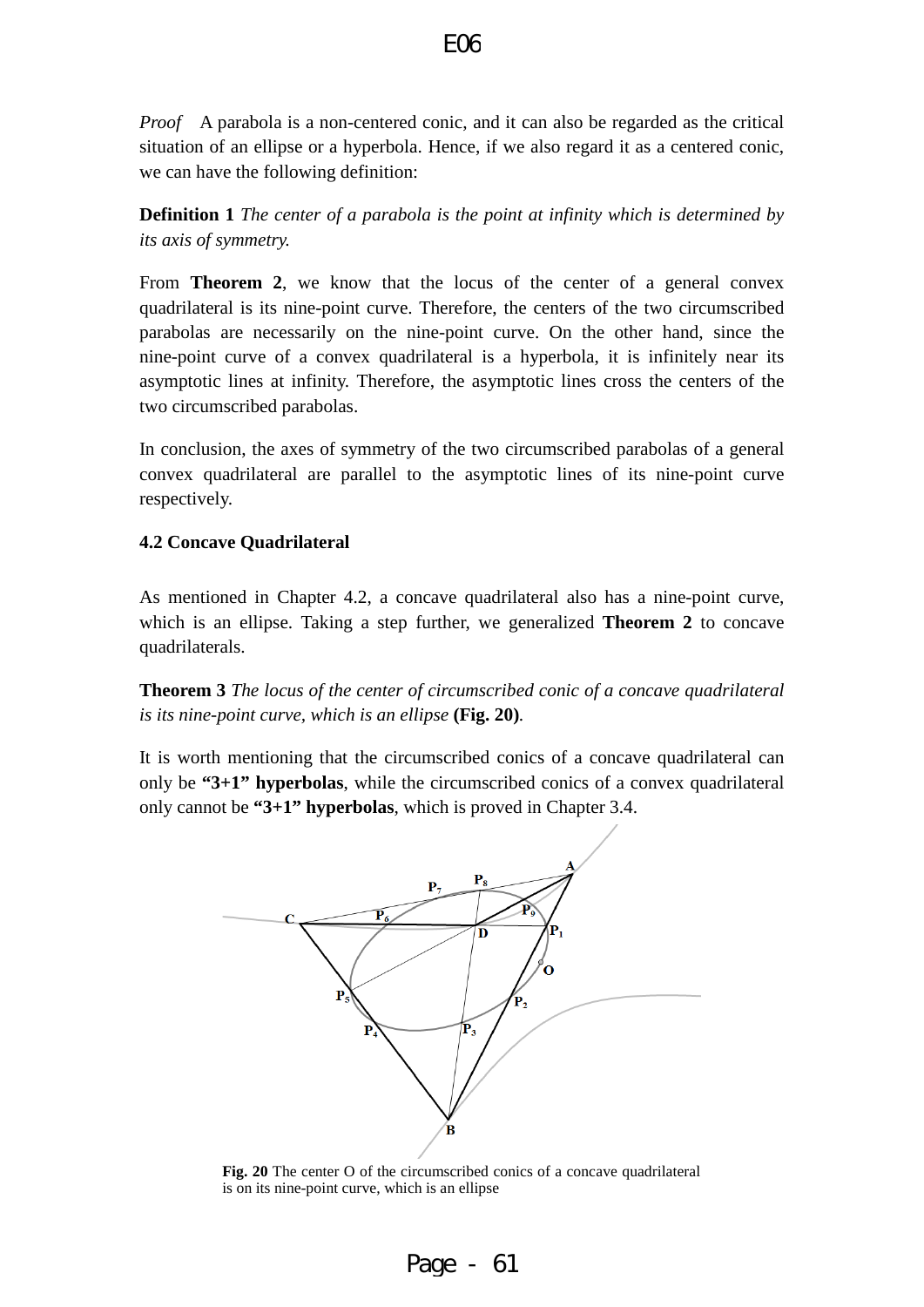*Proof* A parabola is a non-centered conic, and it can also be regarded as the critical situation of an ellipse or a hyperbola. Hence, if we also regard it as a centered conic, we can have the following definition:

**Definition 1** *The center of a parabola is the point at infinity which is determined by its axis of symmetry.*

From **Theorem 2**, we know that the locus of the center of a general convex quadrilateral is its nine-point curve. Therefore, the centers of the two circumscribed parabolas are necessarily on the nine-point curve. On the other hand, since the nine-point curve of a convex quadrilateral is a hyperbola, it is infinitely near its asymptotic lines at infinity. Therefore, the asymptotic lines cross the centers of the two circumscribed parabolas.

In conclusion, the axes of symmetry of the two circumscribed parabolas of a general convex quadrilateral are parallel to the asymptotic lines of its nine-point curve respectively.

### 4.2 Concave Quadrilateral

As mentioned in Chapter 4.2, a concave quadrilateral also has a nine-point curve, which is an ellipse. Taking a step further, we generalized **Theorem 2** to concave quadrilaterals.

**Theorem 3** *The locus of the center of circumscribed conic of a concave quadrilateral is its nine-point curve, which is an ellipse* **(Fig. 20)**.

It is worth mentioning that the circumscribed conics of a concave quadrilateral can only be **"3+1" hyperbolas**, while the circumscribed conics of a convex quadrilateral only cannot be **"3+1" hyperbolas**, which is proved in Chapter 3.4.

**Fig. 20** The center O of the circumscribed conics of a concave quadrilateral is on its nine-point curve, which is an ellipse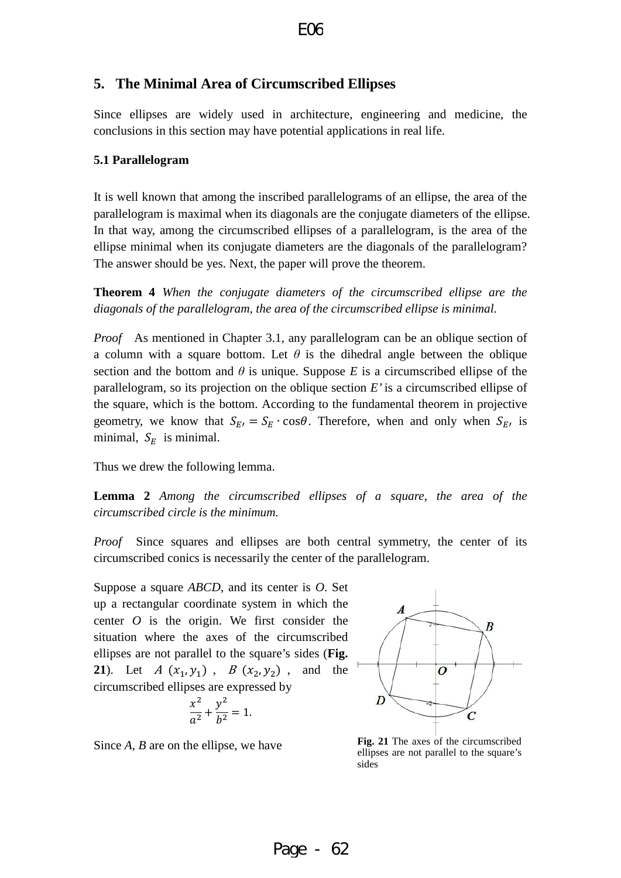## 5. The Minimal Area of Circumscribed Ellipses

Since ellipses are widely used in architecture, engineering and medicine, the conclusions in this section may have potential applications in real life.

### 5.1 Parallelogram

It is well known that among the inscribed parallelograms of an ellipse, the area of the parallelogram is maximal when its diagonals are the conjugate diameters of the ellipse. In that way, among the circumscribed ellipses of a parallelogram, is the area of the ellipse minimal when its conjugate diameters are the diagonals of the parallelogram? The answer should be yes. Next, the paper will prove the theorem.

**Theorem 4** *When the conjugate diameters of the circumscribed ellipse are the diagonals of the parallelogram, the area of the circumscribed ellipse is minimal.*

*Proof* As mentioned in Chapter 3.1, any parallelogram can be an oblique section of a column with a square bottom. Let $\theta$ is the dihedral angle between the oblique section and the bottom and $\theta$ is unique. Suppose $E$ is a circumscribed ellipse of the parallelogram, so its projection on the oblique section $E'$ is a circumscribed ellipse of the square, which is the bottom. According to the fundamental theorem in projective geometry, we know that $S_{E'} = S_E \cdot \cos\theta$. Therefore, when and only when $S_{E'}$ is minimal, $S_E$ is minimal.

Thus we drew the following lemma.

**Lemma 2** *Among the circumscribed ellipses of a square, the area of the circumscribed circle is the minimum.*

*Proof* Since squares and ellipses are both central symmetry, the center of its circumscribed conics is necessarily the center of the parallelogram.

Suppose a square $ABCD$, and its center is $O$. Set up a rectangular coordinate system in which the center $O$ is the origin. We first consider the situation where the axes of the circumscribed ellipses are not parallel to the square's sides (**Fig. 21**). Let $A\ (x_1, y_1)$, $B\ (x_2, y_2)$, and the circumscribed ellipses are expressed by

$$\frac{x^2}{a^2} + \frac{y^2}{b^2} = 1.$$

**Fig. 21** The axes of the circumscribed ellipses are not parallel to the square's sides

Since $A$, $B$ are on the ellipse, we have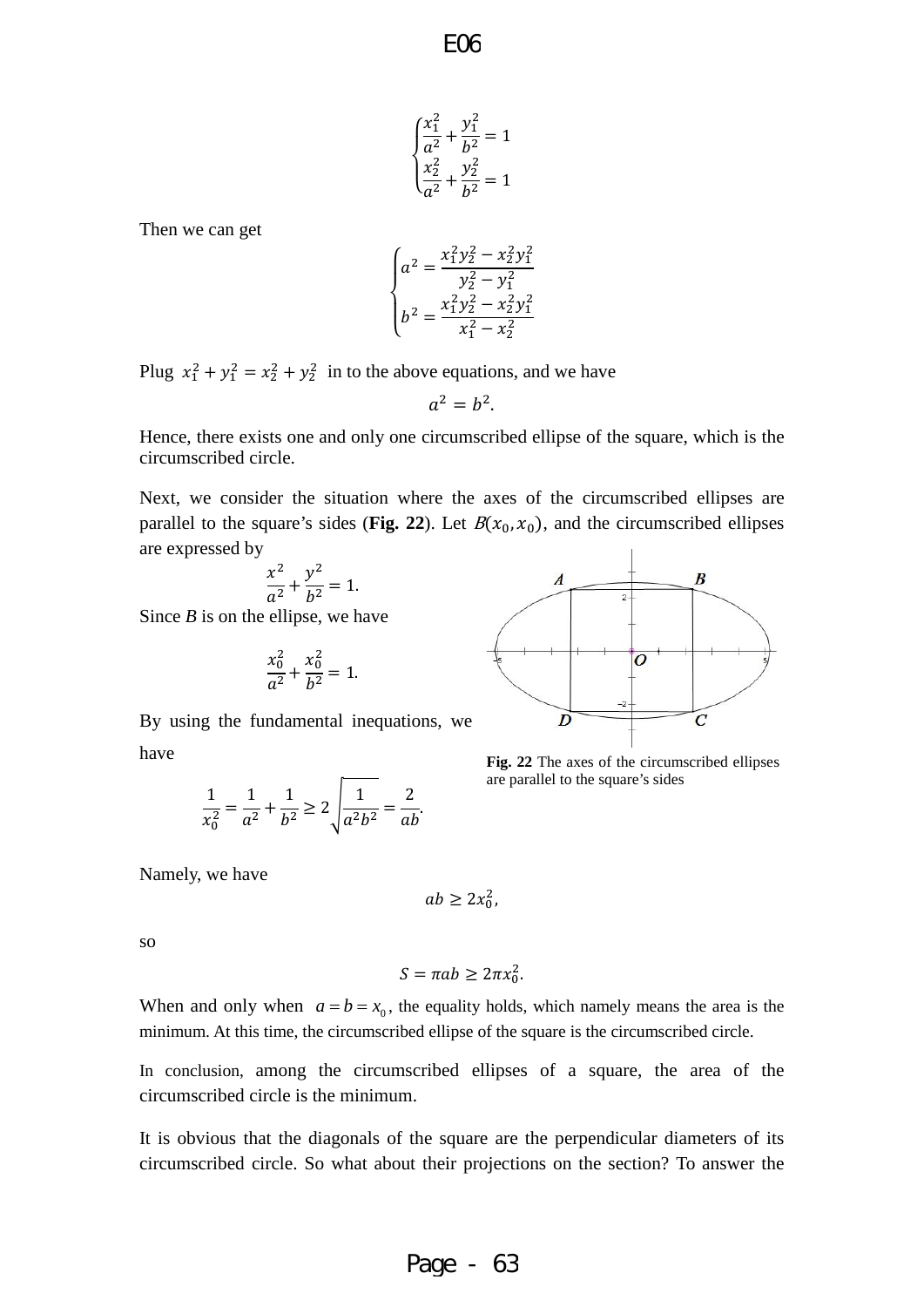$$\begin{cases} \dfrac{x_1^2}{a^2} + \dfrac{y_1^2}{b^2} = 1 \\ \dfrac{x_2^2}{a^2} + \dfrac{y_2^2}{b^2} = 1 \end{cases}$$

Then we can get

$$\begin{cases} a^2 = \dfrac{x_1^2 y_2^2 - x_2^2 y_1^2}{y_2^2 - y_1^2} \\ b^2 = \dfrac{x_1^2 y_2^2 - x_2^2 y_1^2}{x_1^2 - x_2^2} \end{cases}$$

Plug $x_1^2 + y_1^2 = x_2^2 + y_2^2$ in to the above equations, and we have

$$a^2 = b^2.$$

Hence, there exists one and only one circumscribed ellipse of the square, which is the circumscribed circle.

Next, we consider the situation where the axes of the circumscribed ellipses are parallel to the square's sides (**Fig. 22**). Let $B(x_0, x_0)$, and the circumscribed ellipses are expressed by

$$\frac{x^2}{a^2} + \frac{y^2}{b^2} = 1.$$

Since $B$ is on the ellipse, we have

$$\frac{x_0^2}{a^2} + \frac{x_0^2}{b^2} = 1.$$

By using the fundamental inequations, we have

$$\frac{1}{x_0^2} = \frac{1}{a^2} + \frac{1}{b^2} \geq 2\sqrt{\frac{1}{a^2 b^2}} = \frac{2}{ab}.$$

**Fig. 22** The axes of the circumscribed ellipses are parallel to the square's sides

Namely, we have

$$ab \geq 2x_0^2,$$

so

$$S = \pi ab \geq 2\pi x_0^2.$$

When and only when $a = b = x_0$, the equality holds, which namely means the area is the minimum. At this time, the circumscribed ellipse of the square is the circumscribed circle.

In conclusion, among the circumscribed ellipses of a square, the area of the circumscribed circle is the minimum.

It is obvious that the diagonals of the square are the perpendicular diameters of its circumscribed circle. So what about their projections on the section? To answer the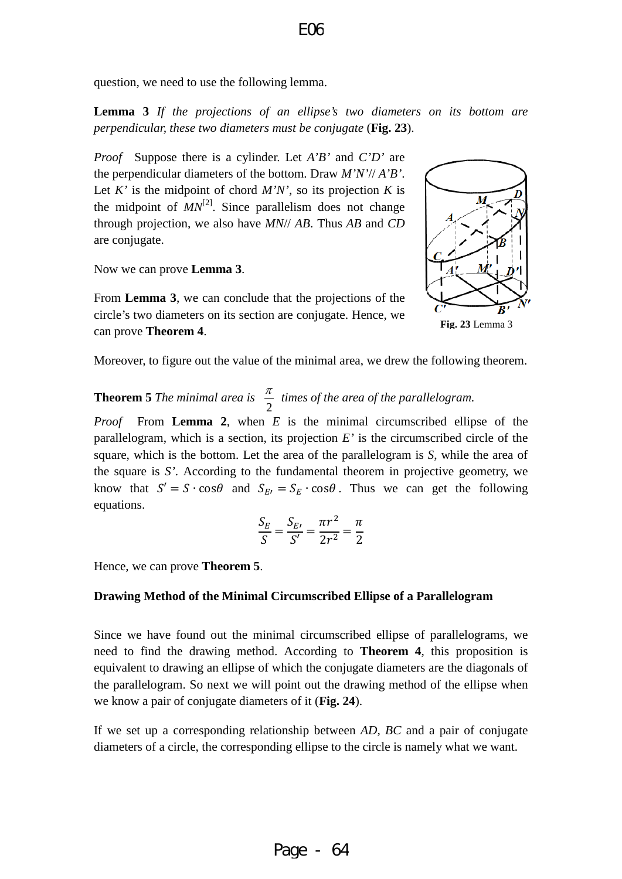question, we need to use the following lemma.

**Lemma 3** *If the projections of an ellipse's two diameters on its bottom are perpendicular, these two diameters must be conjugate* (**Fig. 23**).

*Proof* Suppose there is a cylinder. Let *A'B'* and *C'D'* are the perpendicular diameters of the bottom. Draw *M'N'*// *A'B'*. Let *K'* is the midpoint of chord *M'N'*, so its projection *K* is the midpoint of *MN*[2]. Since parallelism does not change through projection, we also have *MN*// *AB*. Thus *AB* and *CD* are conjugate.

Now we can prove **Lemma 3**.

From **Lemma 3**, we can conclude that the projections of the circle's two diameters on its section are conjugate. Hence, we can prove **Theorem 4**.

**Fig. 23** Lemma 3

Moreover, to figure out the value of the minimal area, we drew the following theorem.

**Theorem 5** *The minimal area is* $\frac{\pi}{2}$ *times of the area of the parallelogram.*

*Proof* From **Lemma 2**, when *E* is the minimal circumscribed ellipse of the parallelogram, which is a section, its projection *E'* is the circumscribed circle of the square, which is the bottom. Let the area of the parallelogram is *S*, while the area of the square is *S'*. According to the fundamental theorem in projective geometry, we know that $S' = S \cdot \cos\theta$ and $S_{E'} = S_E \cdot \cos\theta$. Thus we can get the following equations.

$$\frac{S_E}{S} = \frac{S_{E'}}{S'} = \frac{\pi r^2}{2r^2} = \frac{\pi}{2}$$

Hence, we can prove **Theorem 5**.

**Drawing Method of the Minimal Circumscribed Ellipse of a Parallelogram**

Since we have found out the minimal circumscribed ellipse of parallelograms, we need to find the drawing method. According to **Theorem 4**, this proposition is equivalent to drawing an ellipse of which the conjugate diameters are the diagonals of the parallelogram. So next we will point out the drawing method of the ellipse when we know a pair of conjugate diameters of it (**Fig. 24**).

If we set up a corresponding relationship between *AD*, *BC* and a pair of conjugate diameters of a circle, the corresponding ellipse to the circle is namely what we want.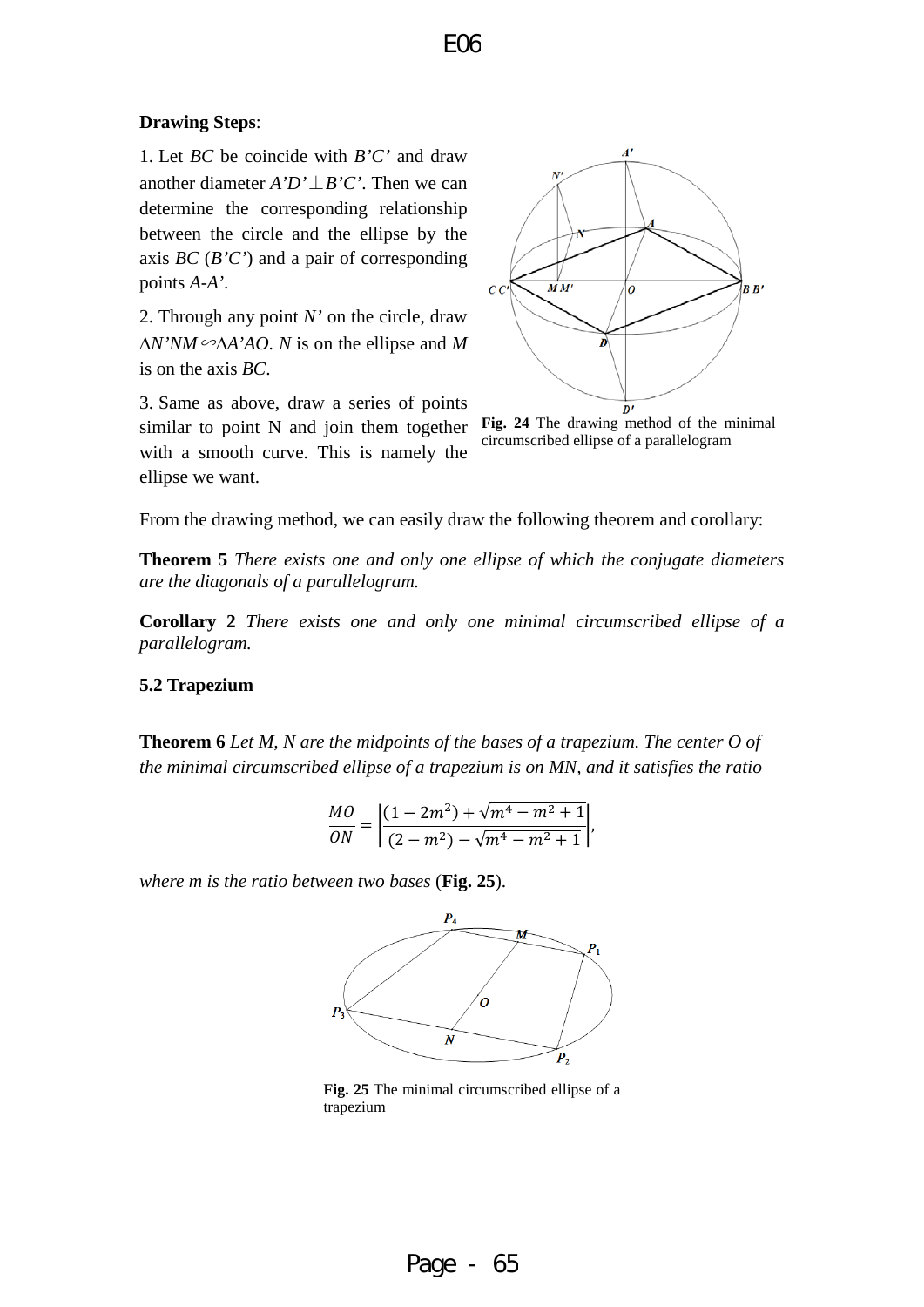**Drawing Steps**:

1. Let $BC$ be coincide with $B'C'$ and draw another diameter $A'D' \perp B'C'$. Then we can determine the corresponding relationship between the circle and the ellipse by the axis $BC$ ($B'C'$) and a pair of corresponding points $A$-$A'$.

2. Through any point $N'$ on the circle, draw $\Delta N'NM \backsim \Delta A'AO$. $N$ is on the ellipse and $M$ is on the axis $BC$.

3. Same as above, draw a series of points similar to point N and join them together with a smooth curve. This is namely the ellipse we want.

**Fig. 24** The drawing method of the minimal circumscribed ellipse of a parallelogram

From the drawing method, we can easily draw the following theorem and corollary:

**Theorem 5** *There exists one and only one ellipse of which the conjugate diameters are the diagonals of a parallelogram.*

**Corollary 2** *There exists one and only one minimal circumscribed ellipse of a parallelogram.*

### 5.2 Trapezium

**Theorem 6** *Let M, N are the midpoints of the bases of a trapezium. The center O of the minimal circumscribed ellipse of a trapezium is on MN, and it satisfies the ratio*

$$\frac{MO}{ON} = \left|\frac{(1-2m^2)+\sqrt{m^4-m^2+1}}{(2-m^2)-\sqrt{m^4-m^2+1}}\right|,$$

*where m is the ratio between two bases* (**Fig. 25**).

**Fig. 25** The minimal circumscribed ellipse of a trapezium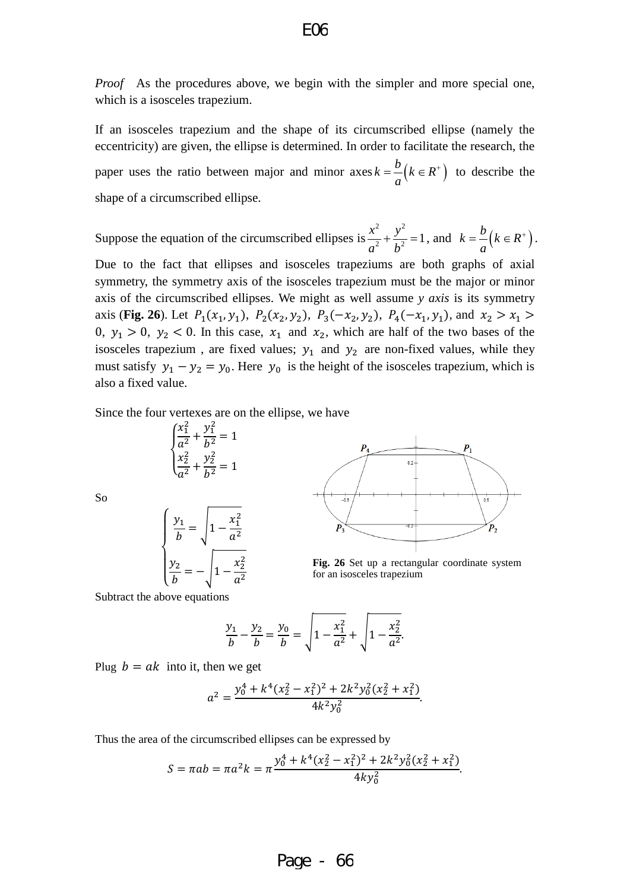*Proof* As the procedures above, we begin with the simpler and more special one, which is a isosceles trapezium.

If an isosceles trapezium and the shape of its circumscribed ellipse (namely the eccentricity) are given, the ellipse is determined. In order to facilitate the research, the paper uses the ratio between major and minor axes $k = \frac{b}{a}\left(k \in R^{+}\right)$ to describe the shape of a circumscribed ellipse.

Suppose the equation of the circumscribed ellipses is $\frac{x^2}{a^2} + \frac{y^2}{b^2} = 1$, and $k = \frac{b}{a}\left(k \in R^{+}\right)$.

Due to the fact that ellipses and isosceles trapeziums are both graphs of axial symmetry, the symmetry axis of the isosceles trapezium must be the major or minor axis of the circumscribed ellipses. We might as well assume *y axis* is its symmetry axis (**Fig. 26**). Let $P_1(x_1, y_1)$, $P_2(x_2, y_2)$, $P_3(-x_2, y_2)$, $P_4(-x_1, y_1)$, and $x_2 > x_1 > 0$, $y_1 > 0$, $y_2 < 0$. In this case, $x_1$ and $x_2$, which are half of the two bases of the isosceles trapezium , are fixed values; $y_1$ and $y_2$ are non-fixed values, while they must satisfy $y_1 - y_2 = y_0$. Here $y_0$ is the height of the isosceles trapezium, which is also a fixed value.

Since the four vertexes are on the ellipse, we have

$$\begin{cases} \dfrac{x_1^2}{a^2} + \dfrac{y_1^2}{b^2} = 1 \\ \dfrac{x_2^2}{a^2} + \dfrac{y_2^2}{b^2} = 1 \end{cases}$$

So

$$\begin{cases} \dfrac{y_1}{b} = \sqrt{1 - \dfrac{x_1^2}{a^2}} \\ \dfrac{y_2}{b} = -\sqrt{1 - \dfrac{x_2^2}{a^2}} \end{cases}$$

**Fig. 26** Set up a rectangular coordinate system for an isosceles trapezium

Subtract the above equations

$$\frac{y_1}{b} - \frac{y_2}{b} = \frac{y_0}{b} = \sqrt{1 - \frac{x_1^2}{a^2}} + \sqrt{1 - \frac{x_2^2}{a^2}}.$$

Plug $b = ak$ into it, then we get

$$a^2 = \frac{y_0^4 + k^4(x_2^2 - x_1^2)^2 + 2k^2y_0^2(x_2^2 + x_1^2)}{4k^2y_0^2}.$$

Thus the area of the circumscribed ellipses can be expressed by

$$S = \pi ab = \pi a^2 k = \pi \frac{y_0^4 + k^4(x_2^2 - x_1^2)^2 + 2k^2y_0^2(x_2^2 + x_1^2)}{4ky_0^2}.$$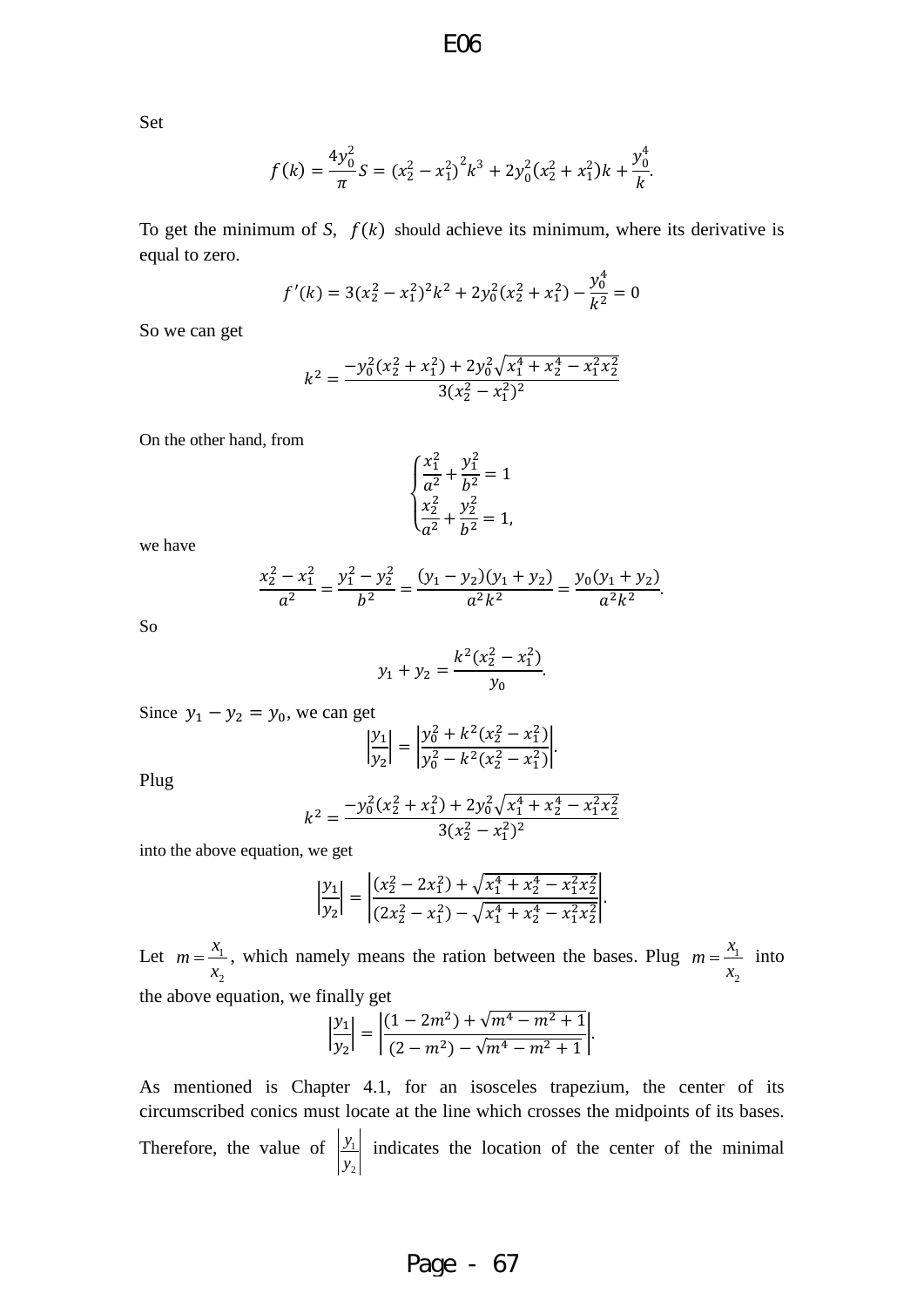Set

$$f(k) = \frac{4y_0^2}{\pi}S = (x_2^2 - x_1^2)^2k^3 + 2y_0^2(x_2^2 + x_1^2)k + \frac{y_0^4}{k}.$$

To get the minimum of *S*, $f(k)$ should achieve its minimum, where its derivative is equal to zero.

$$f'(k) = 3(x_2^2 - x_1^2)^2k^2 + 2y_0^2(x_2^2 + x_1^2) - \frac{y_0^4}{k^2} = 0$$

So we can get

$$k^2 = \frac{-y_0^2(x_2^2 + x_1^2) + 2y_0^2\sqrt{x_1^4 + x_2^4 - x_1^2x_2^2}}{3(x_2^2 - x_1^2)^2}$$

On the other hand, from

$$\begin{cases} \dfrac{x_1^2}{a^2} + \dfrac{y_1^2}{b^2} = 1 \\ \dfrac{x_2^2}{a^2} + \dfrac{y_2^2}{b^2} = 1, \end{cases}$$

we have

$$\frac{x_2^2 - x_1^2}{a^2} = \frac{y_1^2 - y_2^2}{b^2} = \frac{(y_1 - y_2)(y_1 + y_2)}{a^2k^2} = \frac{y_0(y_1 + y_2)}{a^2k^2}.$$

So

$$y_1 + y_2 = \frac{k^2(x_2^2 - x_1^2)}{y_0}.$$

Since $y_1 - y_2 = y_0$, we can get

$$\left|\frac{y_1}{y_2}\right| = \left|\frac{y_0^2 + k^2(x_2^2 - x_1^2)}{y_0^2 - k^2(x_2^2 - x_1^2)}\right|.$$

Plug

$$k^2 = \frac{-y_0^2(x_2^2 + x_1^2) + 2y_0^2\sqrt{x_1^4 + x_2^4 - x_1^2x_2^2}}{3(x_2^2 - x_1^2)^2}$$

into the above equation, we get

$$\left|\frac{y_1}{y_2}\right| = \left|\frac{(x_2^2 - 2x_1^2) + \sqrt{x_1^4 + x_2^4 - x_1^2x_2^2}}{(2x_2^2 - x_1^2) - \sqrt{x_1^4 + x_2^4 - x_1^2x_2^2}}\right|.$$

Let $m = \frac{x_1}{x_2}$, which namely means the ration between the bases. Plug $m = \frac{x_1}{x_2}$ into the above equation, we finally get

$$\left|\frac{y_1}{y_2}\right| = \left|\frac{(1 - 2m^2) + \sqrt{m^4 - m^2 + 1}}{(2 - m^2) - \sqrt{m^4 - m^2 + 1}}\right|.$$

As mentioned is Chapter 4.1, for an isosceles trapezium, the center of its circumscribed conics must locate at the line which crosses the midpoints of its bases. Therefore, the value of $\left|\frac{y_1}{y_2}\right|$ indicates the location of the center of the minimal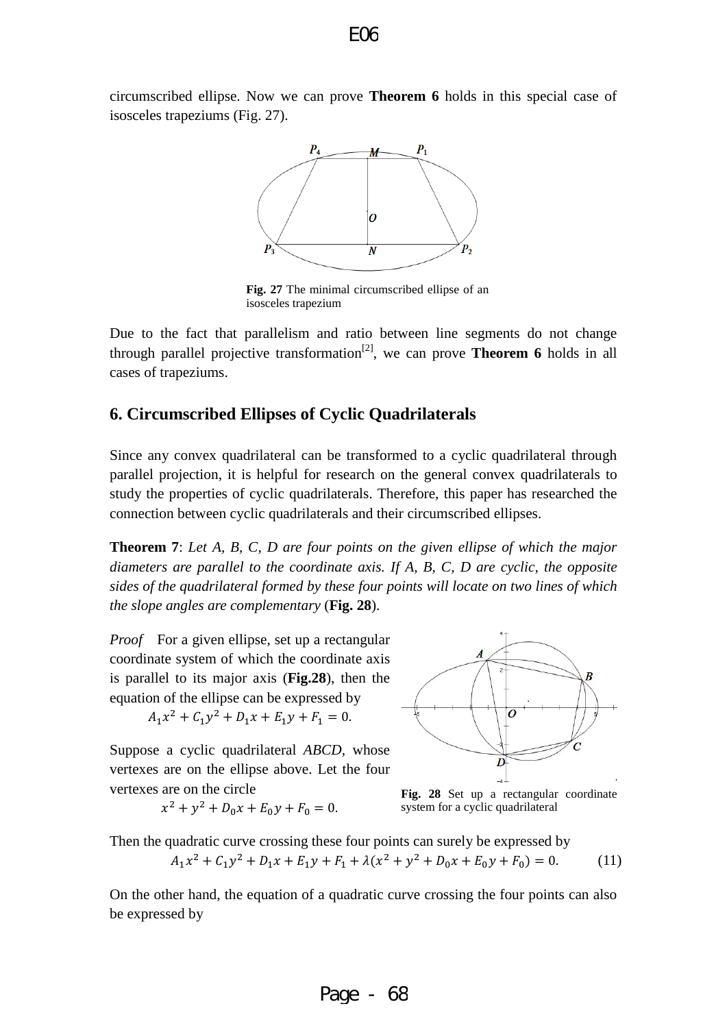circumscribed ellipse. Now we can prove **Theorem 6** holds in this special case of isosceles trapeziums (Fig. 27).

**Fig. 27** The minimal circumscribed ellipse of an isosceles trapezium

Due to the fact that parallelism and ratio between line segments do not change through parallel projective transformation[2], we can prove **Theorem 6** holds in all cases of trapeziums.

## 6. Circumscribed Ellipses of Cyclic Quadrilaterals

Since any convex quadrilateral can be transformed to a cyclic quadrilateral through parallel projection, it is helpful for research on the general convex quadrilaterals to study the properties of cyclic quadrilaterals. Therefore, this paper has researched the connection between cyclic quadrilaterals and their circumscribed ellipses.

**Theorem 7**: *Let A, B, C, D are four points on the given ellipse of which the major diameters are parallel to the coordinate axis. If A, B, C, D are cyclic, the opposite sides of the quadrilateral formed by these four points will locate on two lines of which the slope angles are complementary* (**Fig. 28**).

*Proof* For a given ellipse, set up a rectangular coordinate system of which the coordinate axis is parallel to its major axis (**Fig.28**), then the equation of the ellipse can be expressed by

$$A_1x^2 + C_1y^2 + D_1x + E_1y + F_1 = 0.$$

Suppose a cyclic quadrilateral *ABCD*, whose vertexes are on the ellipse above. Let the four vertexes are on the circle

$$x^2 + y^2 + D_0x + E_0y + F_0 = 0.$$

**Fig. 28** Set up a rectangular coordinate system for a cyclic quadrilateral

Then the quadratic curve crossing these four points can surely be expressed by

$$A_1x^2 + C_1y^2 + D_1x + E_1y + F_1 + \lambda(x^2 + y^2 + D_0x + E_0y + F_0) = 0. \qquad (11)$$

On the other hand, the equation of a quadratic curve crossing the four points can also be expressed by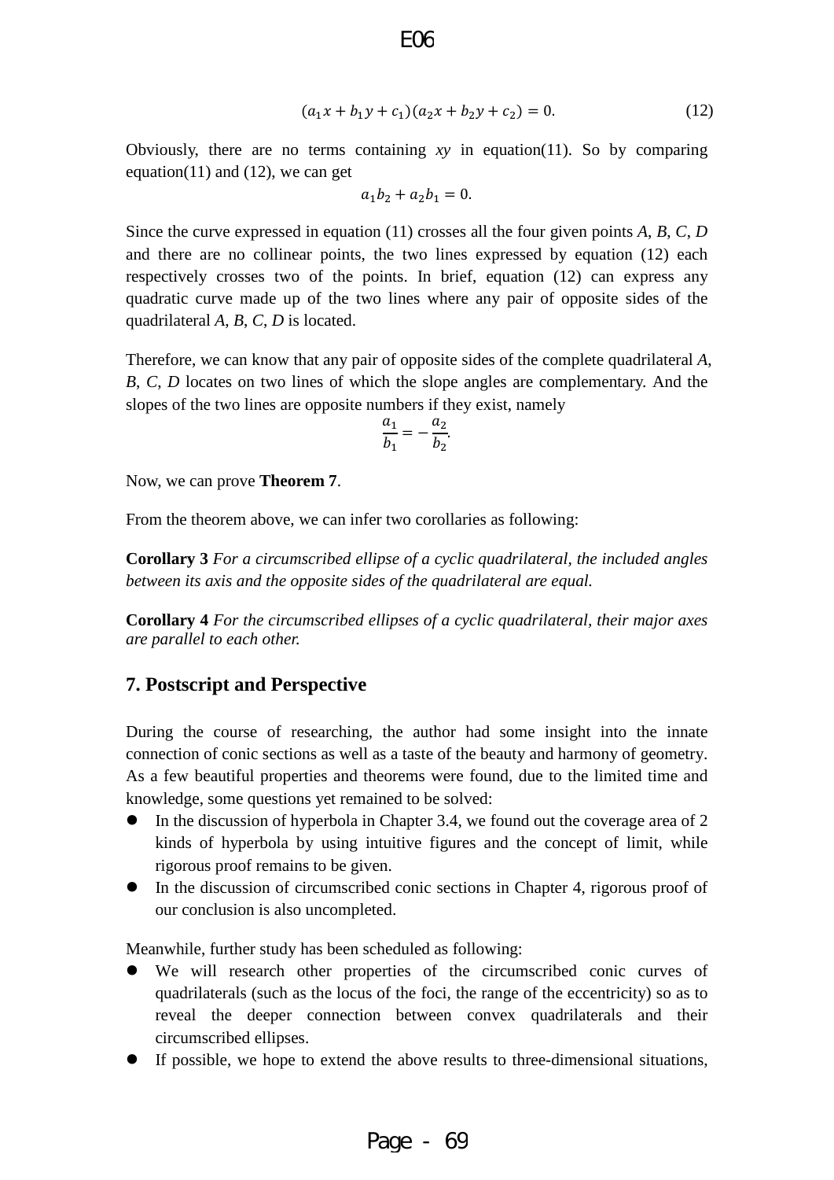$$(a_1x + b_1y + c_1)(a_2x + b_2y + c_2) = 0. \tag{12}$$

Obviously, there are no terms containing $xy$ in equation(11). So by comparing equation(11) and (12), we can get

$$a_1b_2 + a_2b_1 = 0.$$

Since the curve expressed in equation (11) crosses all the four given points $A$, $B$, $C$, $D$ and there are no collinear points, the two lines expressed by equation (12) each respectively crosses two of the points. In brief, equation (12) can express any quadratic curve made up of the two lines where any pair of opposite sides of the quadrilateral $A$, $B$, $C$, $D$ is located.

Therefore, we can know that any pair of opposite sides of the complete quadrilateral $A$, $B$, $C$, $D$ locates on two lines of which the slope angles are complementary. And the slopes of the two lines are opposite numbers if they exist, namely

$$\frac{a_1}{b_1} = -\frac{a_2}{b_2}.$$

Now, we can prove **Theorem 7**.

From the theorem above, we can infer two corollaries as following:

**Corollary 3** *For a circumscribed ellipse of a cyclic quadrilateral, the included angles between its axis and the opposite sides of the quadrilateral are equal.*

**Corollary 4** *For the circumscribed ellipses of a cyclic quadrilateral, their major axes are parallel to each other.*

## 7. Postscript and Perspective

During the course of researching, the author had some insight into the innate connection of conic sections as well as a taste of the beauty and harmony of geometry. As a few beautiful properties and theorems were found, due to the limited time and knowledge, some questions yet remained to be solved:

- In the discussion of hyperbola in Chapter 3.4, we found out the coverage area of 2 kinds of hyperbola by using intuitive figures and the concept of limit, while rigorous proof remains to be given.
- In the discussion of circumscribed conic sections in Chapter 4, rigorous proof of our conclusion is also uncompleted.

Meanwhile, further study has been scheduled as following:

- We will research other properties of the circumscribed conic curves of quadrilaterals (such as the locus of the foci, the range of the eccentricity) so as to reveal the deeper connection between convex quadrilaterals and their circumscribed ellipses.
- If possible, we hope to extend the above results to three-dimensional situations,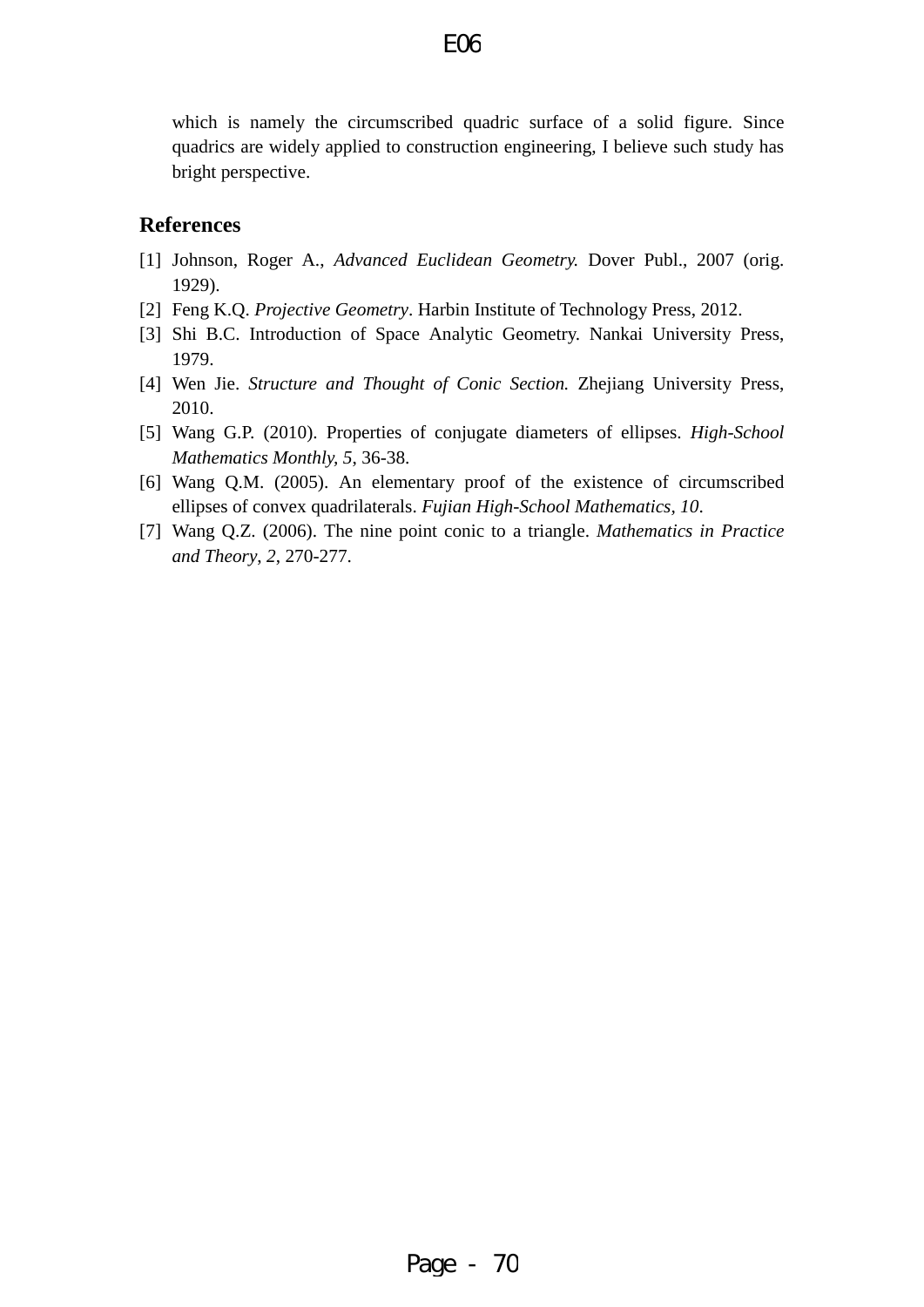which is namely the circumscribed quadric surface of a solid figure. Since quadrics are widely applied to construction engineering, I believe such study has bright perspective.

## References

[1] Johnson, Roger A., *Advanced Euclidean Geometry.* Dover Publ., 2007 (orig. 1929).

[2] Feng K.Q. *Projective Geometry*. Harbin Institute of Technology Press, 2012.

[3] Shi B.C. Introduction of Space Analytic Geometry. Nankai University Press, 1979.

[4] Wen Jie. *Structure and Thought of Conic Section.* Zhejiang University Press, 2010.

[5] Wang G.P. (2010). Properties of conjugate diameters of ellipses. *High-School Mathematics Monthly, 5*, 36-38.

[6] Wang Q.M. (2005). An elementary proof of the existence of circumscribed ellipses of convex quadrilaterals. *Fujian High-School Mathematics, 10*.

[7] Wang Q.Z. (2006). The nine point conic to a triangle. *Mathematics in Practice and Theory, 2*, 270-277.